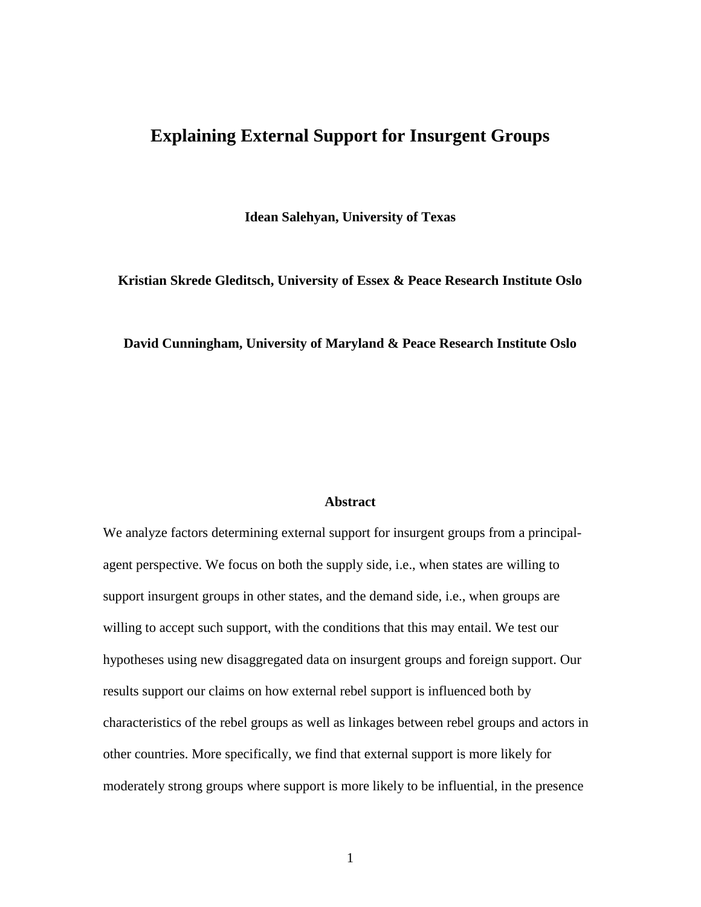# Explaining External Support for Insurgent Groups

**Idean Salehyan, University of Texas**

**Kristian Skrede Gleditsch, University of Essex & Peace Research Institute Oslo**

**David Cunningham, University of Maryland & Peace Research Institute Oslo**

## Abstract

We analyze factors determining external support for insurgent groups from a principal-agent perspective. We focus on both the supply side, i.e., when states are willing to support insurgent groups in other states, and the demand side, i.e., when groups are willing to accept such support, with the conditions that this may entail. We test our hypotheses using new disaggregated data on insurgent groups and foreign support. Our results support our claims on how external rebel support is influenced both by characteristics of the rebel groups as well as linkages between rebel groups and actors in other countries. More specifically, we find that external support is more likely for moderately strong groups where support is more likely to be influential, in the presence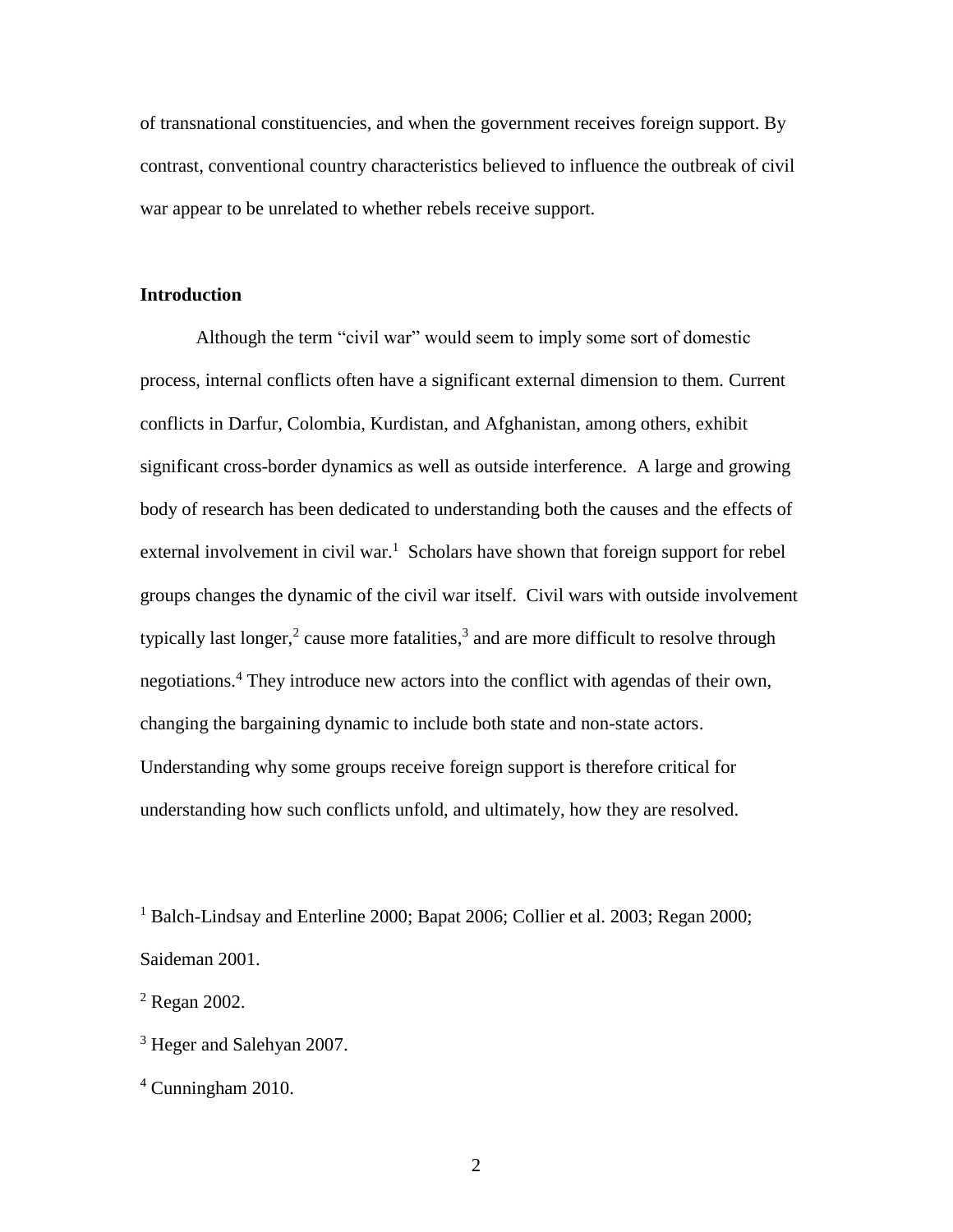of transnational constituencies, and when the government receives foreign support. By contrast, conventional country characteristics believed to influence the outbreak of civil war appear to be unrelated to whether rebels receive support.

## Introduction

Although the term "civil war" would seem to imply some sort of domestic process, internal conflicts often have a significant external dimension to them. Current conflicts in Darfur, Colombia, Kurdistan, and Afghanistan, among others, exhibit significant cross-border dynamics as well as outside interference. A large and growing body of research has been dedicated to understanding both the causes and the effects of external involvement in civil war.[1] Scholars have shown that foreign support for rebel groups changes the dynamic of the civil war itself. Civil wars with outside involvement typically last longer,[2] cause more fatalities,[3] and are more difficult to resolve through negotiations.[4] They introduce new actors into the conflict with agendas of their own, changing the bargaining dynamic to include both state and non-state actors. Understanding why some groups receive foreign support is therefore critical for understanding how such conflicts unfold, and ultimately, how they are resolved.

[1] Balch-Lindsay and Enterline 2000; Bapat 2006; Collier et al. 2003; Regan 2000; Saideman 2001.

[2] Regan 2002.

[3] Heger and Salehyan 2007.

[4] Cunningham 2010.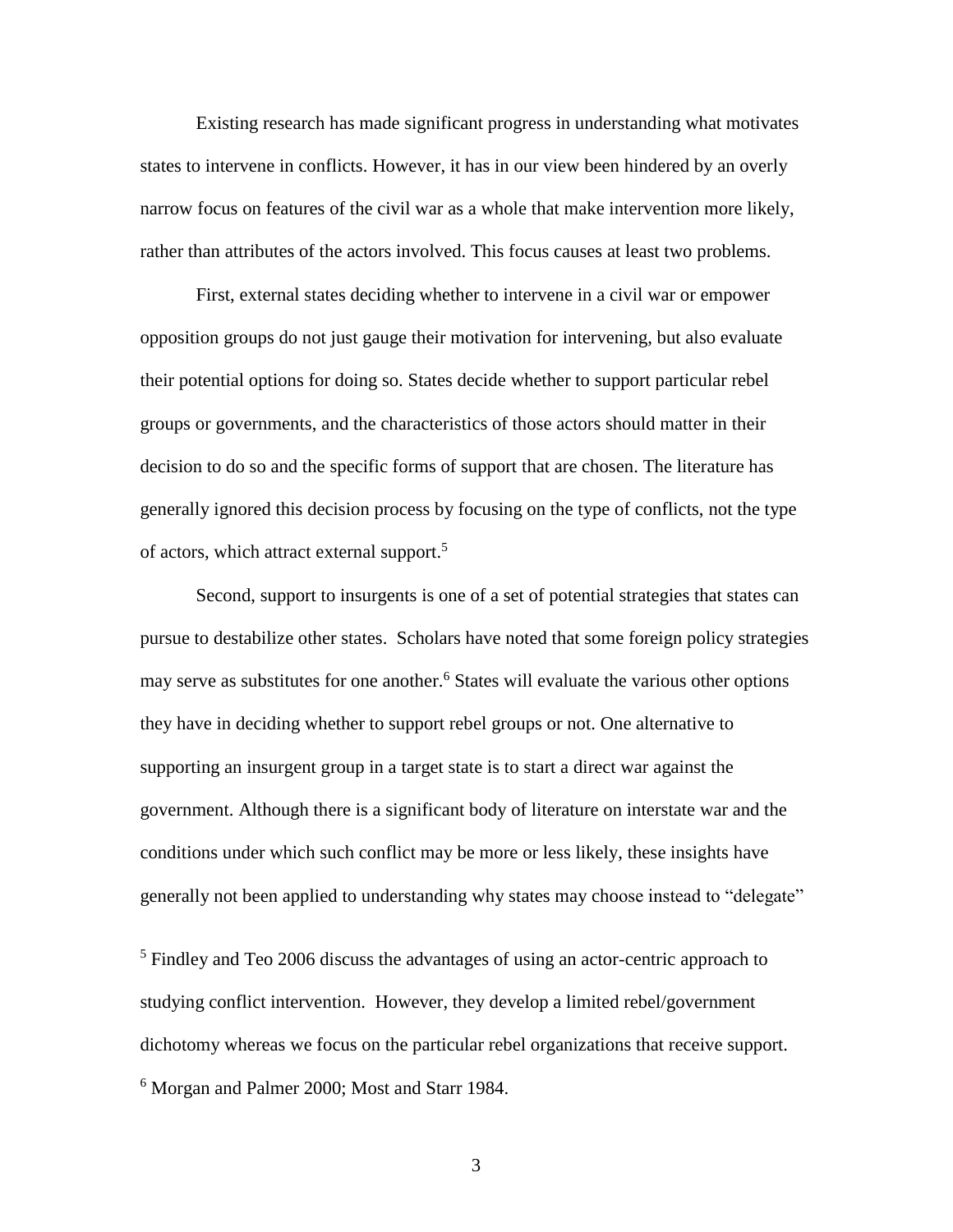Existing research has made significant progress in understanding what motivates states to intervene in conflicts. However, it has in our view been hindered by an overly narrow focus on features of the civil war as a whole that make intervention more likely, rather than attributes of the actors involved. This focus causes at least two problems.

First, external states deciding whether to intervene in a civil war or empower opposition groups do not just gauge their motivation for intervening, but also evaluate their potential options for doing so. States decide whether to support particular rebel groups or governments, and the characteristics of those actors should matter in their decision to do so and the specific forms of support that are chosen. The literature has generally ignored this decision process by focusing on the type of conflicts, not the type of actors, which attract external support.[5]

Second, support to insurgents is one of a set of potential strategies that states can pursue to destabilize other states. Scholars have noted that some foreign policy strategies may serve as substitutes for one another.[6] States will evaluate the various other options they have in deciding whether to support rebel groups or not. One alternative to supporting an insurgent group in a target state is to start a direct war against the government. Although there is a significant body of literature on interstate war and the conditions under which such conflict may be more or less likely, these insights have generally not been applied to understanding why states may choose instead to "delegate"

[5] Findley and Teo 2006 discuss the advantages of using an actor-centric approach to studying conflict intervention. However, they develop a limited rebel/government dichotomy whereas we focus on the particular rebel organizations that receive support.

[6] Morgan and Palmer 2000; Most and Starr 1984.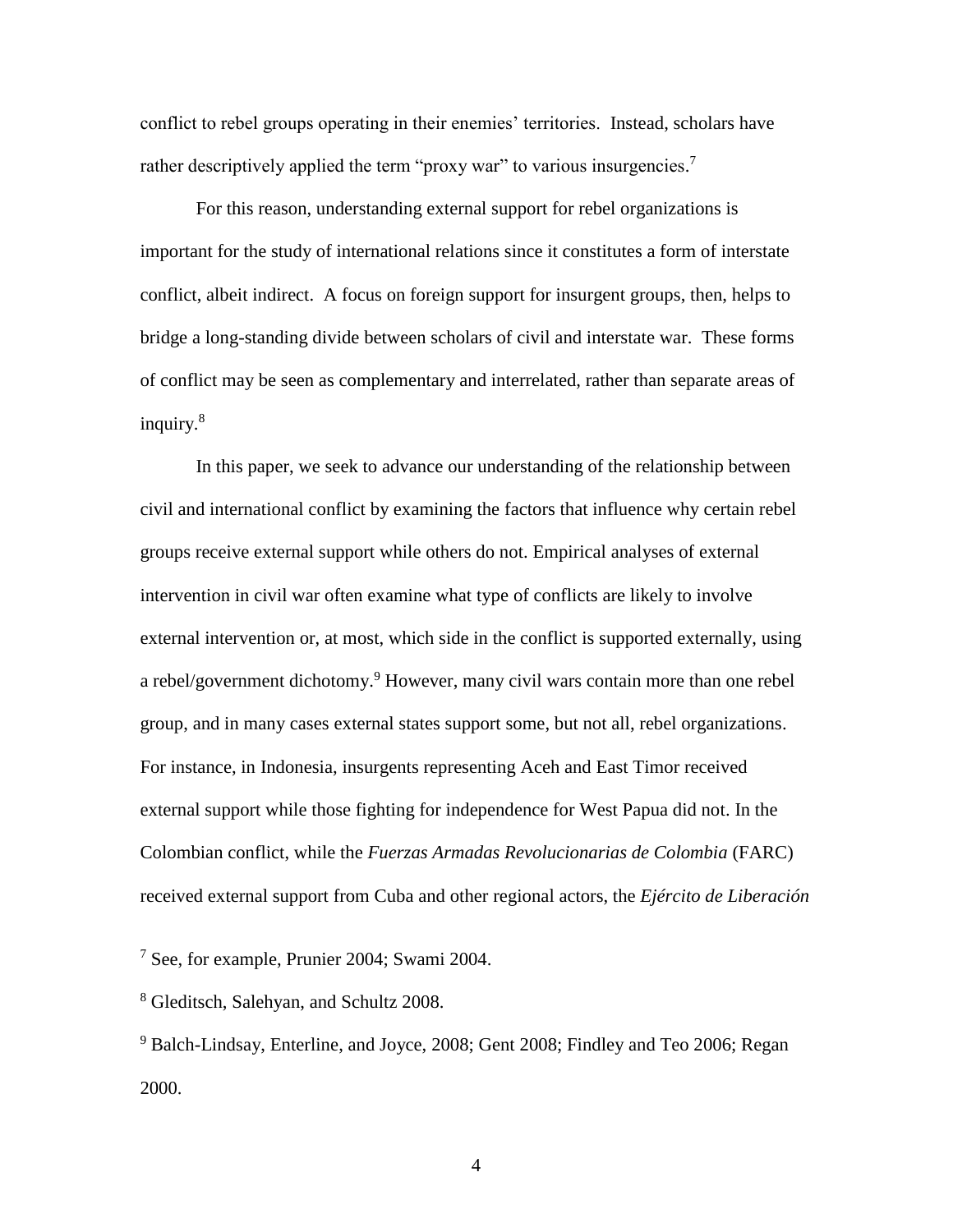conflict to rebel groups operating in their enemies' territories. Instead, scholars have rather descriptively applied the term "proxy war" to various insurgencies.[7]

For this reason, understanding external support for rebel organizations is important for the study of international relations since it constitutes a form of interstate conflict, albeit indirect. A focus on foreign support for insurgent groups, then, helps to bridge a long-standing divide between scholars of civil and interstate war. These forms of conflict may be seen as complementary and interrelated, rather than separate areas of inquiry.[8]

In this paper, we seek to advance our understanding of the relationship between civil and international conflict by examining the factors that influence why certain rebel groups receive external support while others do not. Empirical analyses of external intervention in civil war often examine what type of conflicts are likely to involve external intervention or, at most, which side in the conflict is supported externally, using a rebel/government dichotomy.[9] However, many civil wars contain more than one rebel group, and in many cases external states support some, but not all, rebel organizations. For instance, in Indonesia, insurgents representing Aceh and East Timor received external support while those fighting for independence for West Papua did not. In the Colombian conflict, while the *Fuerzas Armadas Revolucionarias de Colombia* (FARC) received external support from Cuba and other regional actors, the *Ejército de Liberación*

[7] See, for example, Prunier 2004; Swami 2004.

[8] Gleditsch, Salehyan, and Schultz 2008.

[9] Balch-Lindsay, Enterline, and Joyce, 2008; Gent 2008; Findley and Teo 2006; Regan 2000.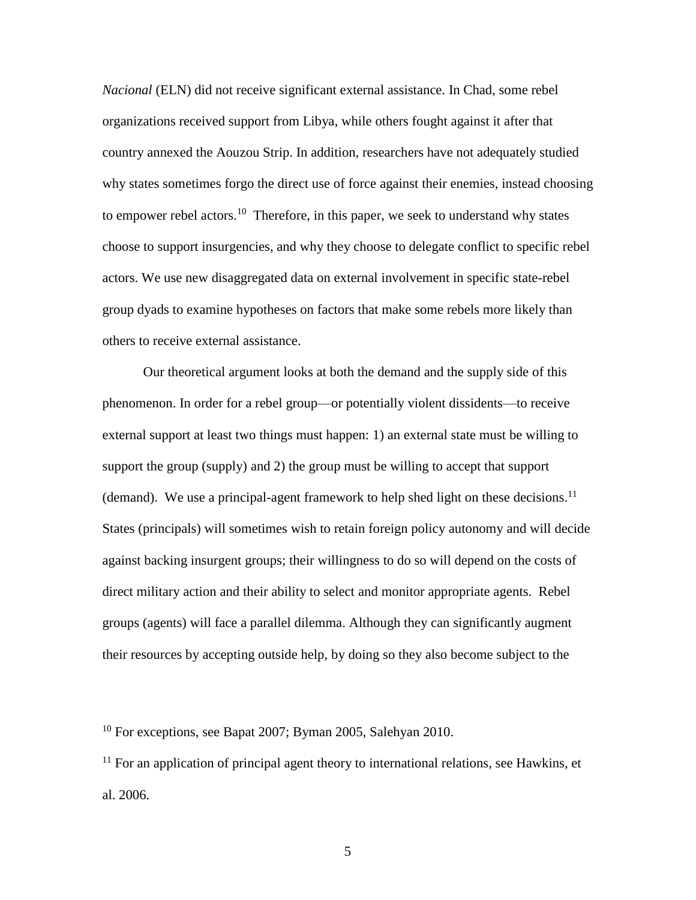*Nacional* (ELN) did not receive significant external assistance. In Chad, some rebel organizations received support from Libya, while others fought against it after that country annexed the Aouzou Strip. In addition, researchers have not adequately studied why states sometimes forgo the direct use of force against their enemies, instead choosing to empower rebel actors.[10] Therefore, in this paper, we seek to understand why states choose to support insurgencies, and why they choose to delegate conflict to specific rebel actors. We use new disaggregated data on external involvement in specific state-rebel group dyads to examine hypotheses on factors that make some rebels more likely than others to receive external assistance.

Our theoretical argument looks at both the demand and the supply side of this phenomenon. In order for a rebel group—or potentially violent dissidents—to receive external support at least two things must happen: 1) an external state must be willing to support the group (supply) and 2) the group must be willing to accept that support (demand). We use a principal-agent framework to help shed light on these decisions.[11] States (principals) will sometimes wish to retain foreign policy autonomy and will decide against backing insurgent groups; their willingness to do so will depend on the costs of direct military action and their ability to select and monitor appropriate agents. Rebel groups (agents) will face a parallel dilemma. Although they can significantly augment their resources by accepting outside help, by doing so they also become subject to the

[10] For exceptions, see Bapat 2007; Byman 2005, Salehyan 2010.

[11] For an application of principal agent theory to international relations, see Hawkins, et al. 2006.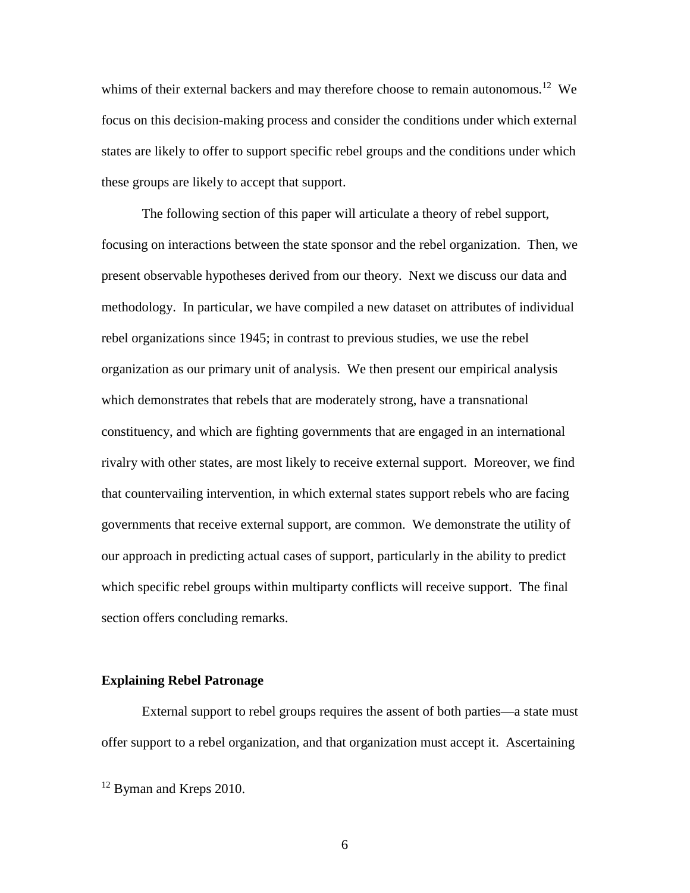whims of their external backers and may therefore choose to remain autonomous.[12] We focus on this decision-making process and consider the conditions under which external states are likely to offer to support specific rebel groups and the conditions under which these groups are likely to accept that support.

The following section of this paper will articulate a theory of rebel support, focusing on interactions between the state sponsor and the rebel organization. Then, we present observable hypotheses derived from our theory. Next we discuss our data and methodology. In particular, we have compiled a new dataset on attributes of individual rebel organizations since 1945; in contrast to previous studies, we use the rebel organization as our primary unit of analysis. We then present our empirical analysis which demonstrates that rebels that are moderately strong, have a transnational constituency, and which are fighting governments that are engaged in an international rivalry with other states, are most likely to receive external support. Moreover, we find that countervailing intervention, in which external states support rebels who are facing governments that receive external support, are common. We demonstrate the utility of our approach in predicting actual cases of support, particularly in the ability to predict which specific rebel groups within multiparty conflicts will receive support. The final section offers concluding remarks.

## Explaining Rebel Patronage

External support to rebel groups requires the assent of both parties—a state must offer support to a rebel organization, and that organization must accept it. Ascertaining

[12] Byman and Kreps 2010.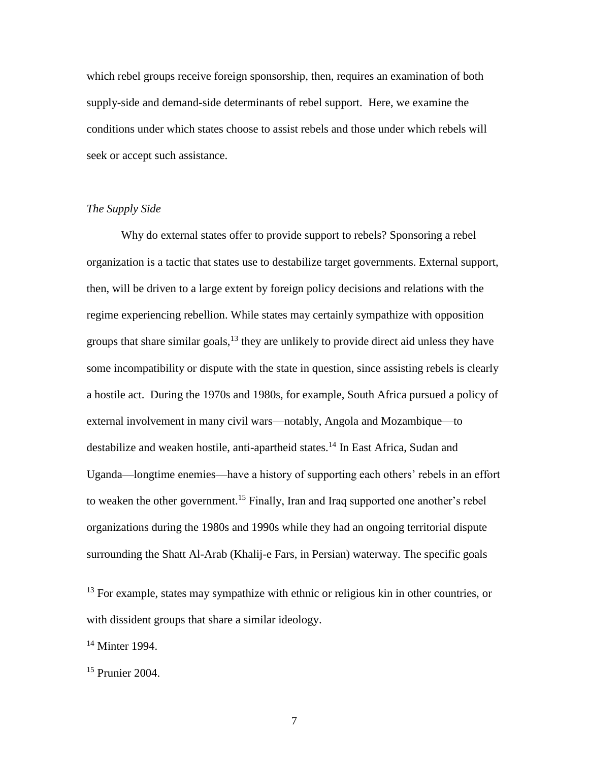which rebel groups receive foreign sponsorship, then, requires an examination of both supply-side and demand-side determinants of rebel support. Here, we examine the conditions under which states choose to assist rebels and those under which rebels will seek or accept such assistance.

### *The Supply Side*

Why do external states offer to provide support to rebels? Sponsoring a rebel organization is a tactic that states use to destabilize target governments. External support, then, will be driven to a large extent by foreign policy decisions and relations with the regime experiencing rebellion. While states may certainly sympathize with opposition groups that share similar goals,[13] they are unlikely to provide direct aid unless they have some incompatibility or dispute with the state in question, since assisting rebels is clearly a hostile act. During the 1970s and 1980s, for example, South Africa pursued a policy of external involvement in many civil wars—notably, Angola and Mozambique—to destabilize and weaken hostile, anti-apartheid states.[14] In East Africa, Sudan and Uganda—longtime enemies—have a history of supporting each others' rebels in an effort to weaken the other government.[15] Finally, Iran and Iraq supported one another's rebel organizations during the 1980s and 1990s while they had an ongoing territorial dispute surrounding the Shatt Al-Arab (Khalij-e Fars, in Persian) waterway. The specific goals

[13] For example, states may sympathize with ethnic or religious kin in other countries, or with dissident groups that share a similar ideology.

[14] Minter 1994.

[15] Prunier 2004.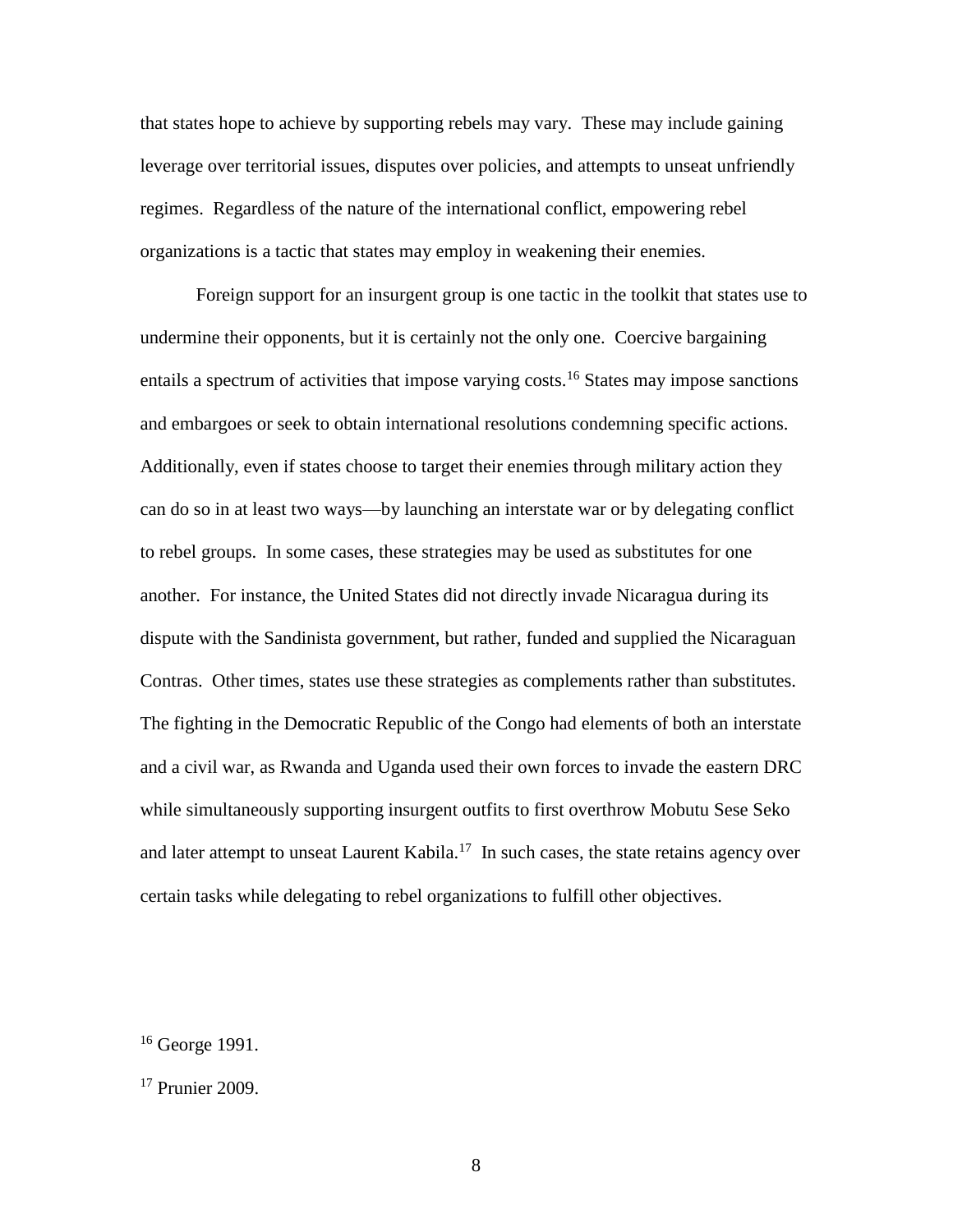that states hope to achieve by supporting rebels may vary. These may include gaining leverage over territorial issues, disputes over policies, and attempts to unseat unfriendly regimes. Regardless of the nature of the international conflict, empowering rebel organizations is a tactic that states may employ in weakening their enemies.

Foreign support for an insurgent group is one tactic in the toolkit that states use to undermine their opponents, but it is certainly not the only one. Coercive bargaining entails a spectrum of activities that impose varying costs.[16] States may impose sanctions and embargoes or seek to obtain international resolutions condemning specific actions. Additionally, even if states choose to target their enemies through military action they can do so in at least two ways—by launching an interstate war or by delegating conflict to rebel groups. In some cases, these strategies may be used as substitutes for one another. For instance, the United States did not directly invade Nicaragua during its dispute with the Sandinista government, but rather, funded and supplied the Nicaraguan Contras. Other times, states use these strategies as complements rather than substitutes. The fighting in the Democratic Republic of the Congo had elements of both an interstate and a civil war, as Rwanda and Uganda used their own forces to invade the eastern DRC while simultaneously supporting insurgent outfits to first overthrow Mobutu Sese Seko and later attempt to unseat Laurent Kabila.[17] In such cases, the state retains agency over certain tasks while delegating to rebel organizations to fulfill other objectives.

[16] George 1991.

[17] Prunier 2009.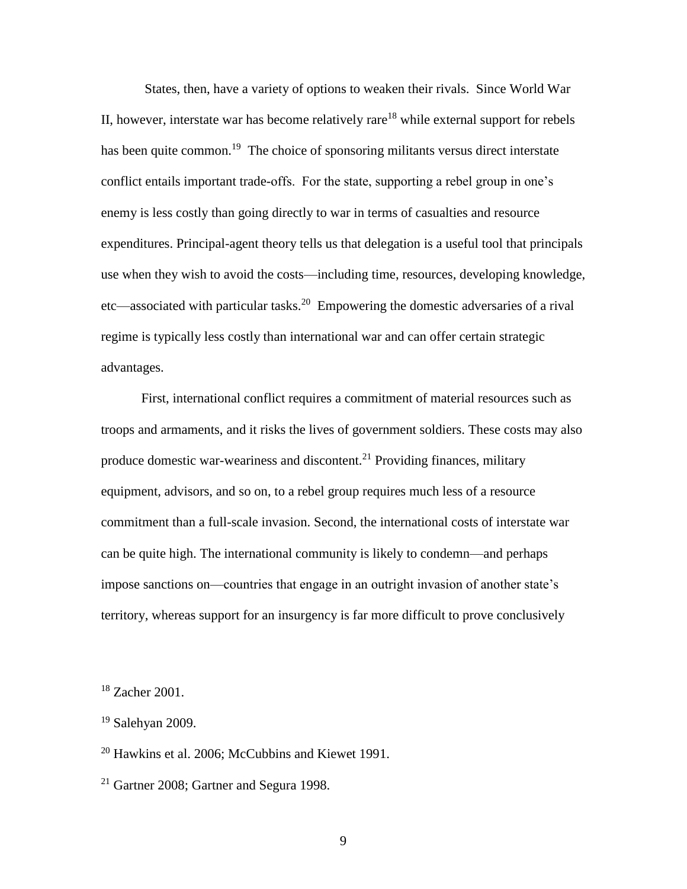States, then, have a variety of options to weaken their rivals. Since World War II, however, interstate war has become relatively rare[18] while external support for rebels has been quite common.[19] The choice of sponsoring militants versus direct interstate conflict entails important trade-offs. For the state, supporting a rebel group in one's enemy is less costly than going directly to war in terms of casualties and resource expenditures. Principal-agent theory tells us that delegation is a useful tool that principals use when they wish to avoid the costs—including time, resources, developing knowledge, etc—associated with particular tasks.[20] Empowering the domestic adversaries of a rival regime is typically less costly than international war and can offer certain strategic advantages.

First, international conflict requires a commitment of material resources such as troops and armaments, and it risks the lives of government soldiers. These costs may also produce domestic war-weariness and discontent.[21] Providing finances, military equipment, advisors, and so on, to a rebel group requires much less of a resource commitment than a full-scale invasion. Second, the international costs of interstate war can be quite high. The international community is likely to condemn—and perhaps impose sanctions on—countries that engage in an outright invasion of another state's territory, whereas support for an insurgency is far more difficult to prove conclusively

[18] Zacher 2001.

[19] Salehyan 2009.

[20] Hawkins et al. 2006; McCubbins and Kiewet 1991.

[21] Gartner 2008; Gartner and Segura 1998.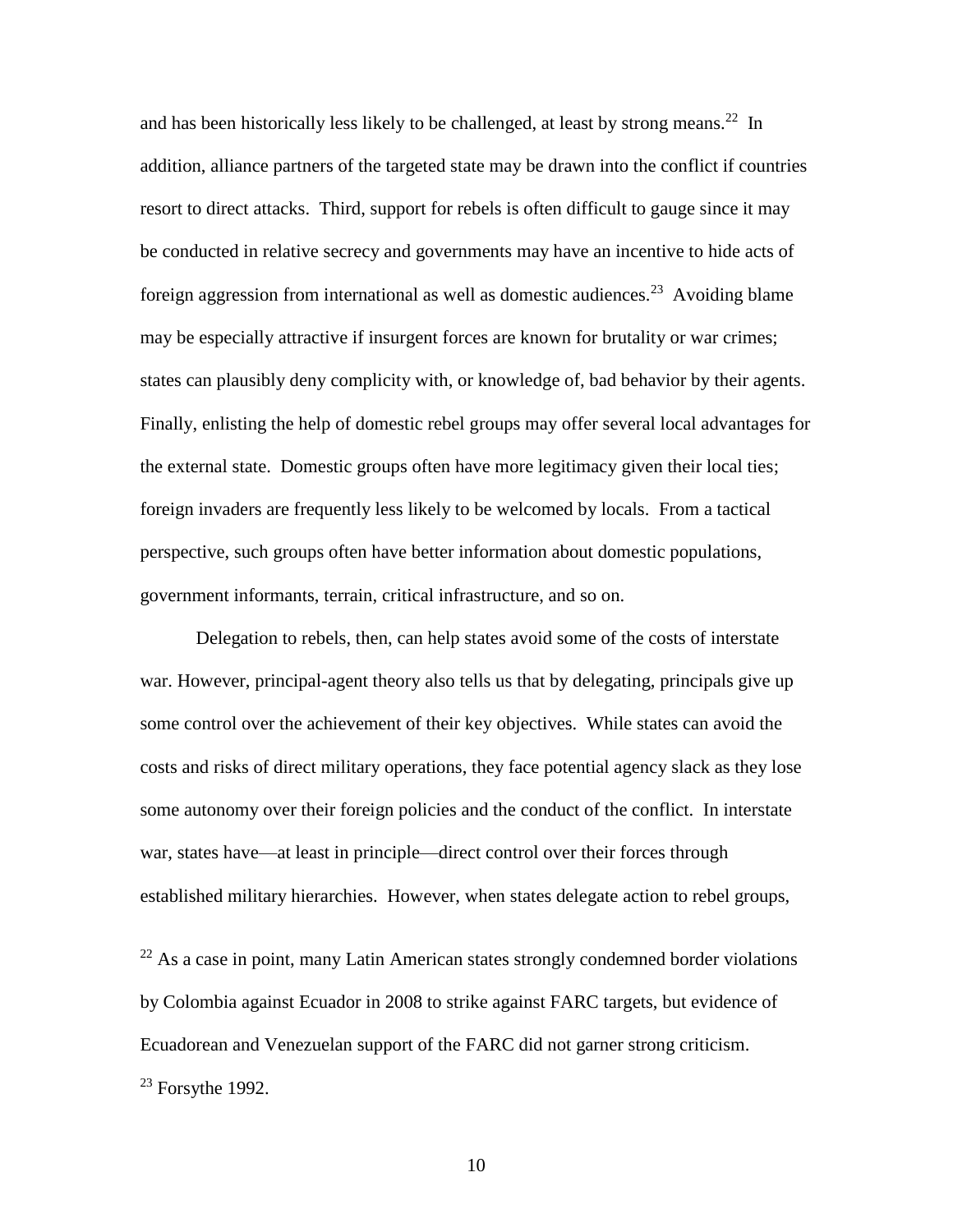and has been historically less likely to be challenged, at least by strong means.[22] In addition, alliance partners of the targeted state may be drawn into the conflict if countries resort to direct attacks. Third, support for rebels is often difficult to gauge since it may be conducted in relative secrecy and governments may have an incentive to hide acts of foreign aggression from international as well as domestic audiences.[23] Avoiding blame may be especially attractive if insurgent forces are known for brutality or war crimes; states can plausibly deny complicity with, or knowledge of, bad behavior by their agents. Finally, enlisting the help of domestic rebel groups may offer several local advantages for the external state. Domestic groups often have more legitimacy given their local ties; foreign invaders are frequently less likely to be welcomed by locals. From a tactical perspective, such groups often have better information about domestic populations, government informants, terrain, critical infrastructure, and so on.

Delegation to rebels, then, can help states avoid some of the costs of interstate war. However, principal-agent theory also tells us that by delegating, principals give up some control over the achievement of their key objectives. While states can avoid the costs and risks of direct military operations, they face potential agency slack as they lose some autonomy over their foreign policies and the conduct of the conflict. In interstate war, states have—at least in principle—direct control over their forces through established military hierarchies. However, when states delegate action to rebel groups,

[22] As a case in point, many Latin American states strongly condemned border violations by Colombia against Ecuador in 2008 to strike against FARC targets, but evidence of Ecuadorean and Venezuelan support of the FARC did not garner strong criticism.

[23] Forsythe 1992.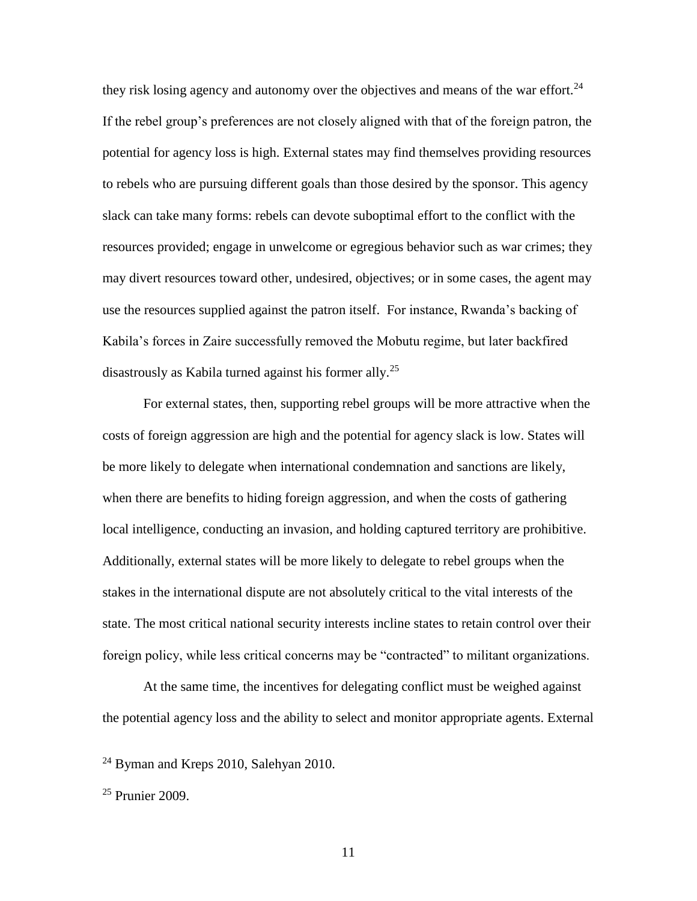they risk losing agency and autonomy over the objectives and means of the war effort.[24] If the rebel group's preferences are not closely aligned with that of the foreign patron, the potential for agency loss is high. External states may find themselves providing resources to rebels who are pursuing different goals than those desired by the sponsor. This agency slack can take many forms: rebels can devote suboptimal effort to the conflict with the resources provided; engage in unwelcome or egregious behavior such as war crimes; they may divert resources toward other, undesired, objectives; or in some cases, the agent may use the resources supplied against the patron itself. For instance, Rwanda's backing of Kabila's forces in Zaire successfully removed the Mobutu regime, but later backfired disastrously as Kabila turned against his former ally.[25]

For external states, then, supporting rebel groups will be more attractive when the costs of foreign aggression are high and the potential for agency slack is low. States will be more likely to delegate when international condemnation and sanctions are likely, when there are benefits to hiding foreign aggression, and when the costs of gathering local intelligence, conducting an invasion, and holding captured territory are prohibitive. Additionally, external states will be more likely to delegate to rebel groups when the stakes in the international dispute are not absolutely critical to the vital interests of the state. The most critical national security interests incline states to retain control over their foreign policy, while less critical concerns may be "contracted" to militant organizations.

At the same time, the incentives for delegating conflict must be weighed against the potential agency loss and the ability to select and monitor appropriate agents. External

[24] Byman and Kreps 2010, Salehyan 2010.

[25] Prunier 2009.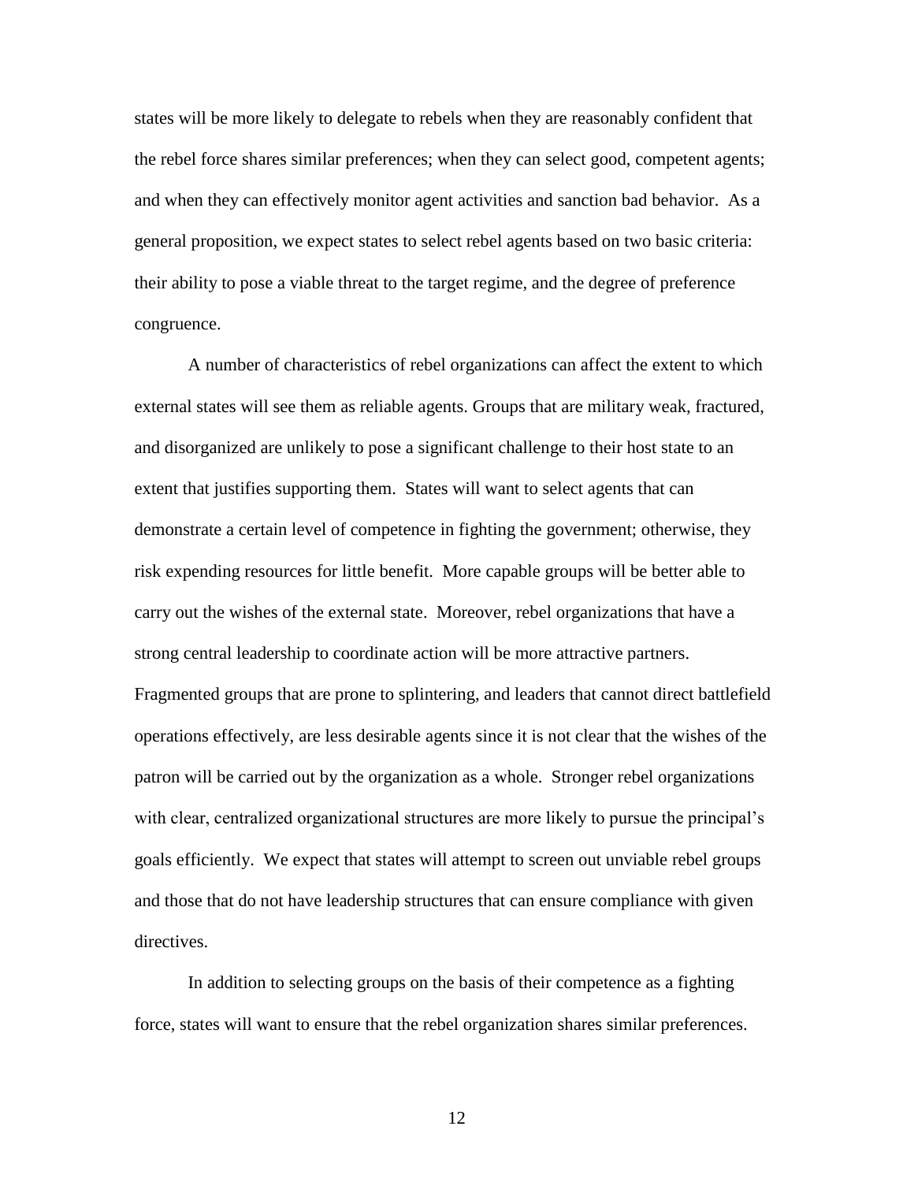states will be more likely to delegate to rebels when they are reasonably confident that the rebel force shares similar preferences; when they can select good, competent agents; and when they can effectively monitor agent activities and sanction bad behavior. As a general proposition, we expect states to select rebel agents based on two basic criteria: their ability to pose a viable threat to the target regime, and the degree of preference congruence.

A number of characteristics of rebel organizations can affect the extent to which external states will see them as reliable agents. Groups that are military weak, fractured, and disorganized are unlikely to pose a significant challenge to their host state to an extent that justifies supporting them. States will want to select agents that can demonstrate a certain level of competence in fighting the government; otherwise, they risk expending resources for little benefit. More capable groups will be better able to carry out the wishes of the external state. Moreover, rebel organizations that have a strong central leadership to coordinate action will be more attractive partners. Fragmented groups that are prone to splintering, and leaders that cannot direct battlefield operations effectively, are less desirable agents since it is not clear that the wishes of the patron will be carried out by the organization as a whole. Stronger rebel organizations with clear, centralized organizational structures are more likely to pursue the principal's goals efficiently. We expect that states will attempt to screen out unviable rebel groups and those that do not have leadership structures that can ensure compliance with given directives.

In addition to selecting groups on the basis of their competence as a fighting force, states will want to ensure that the rebel organization shares similar preferences.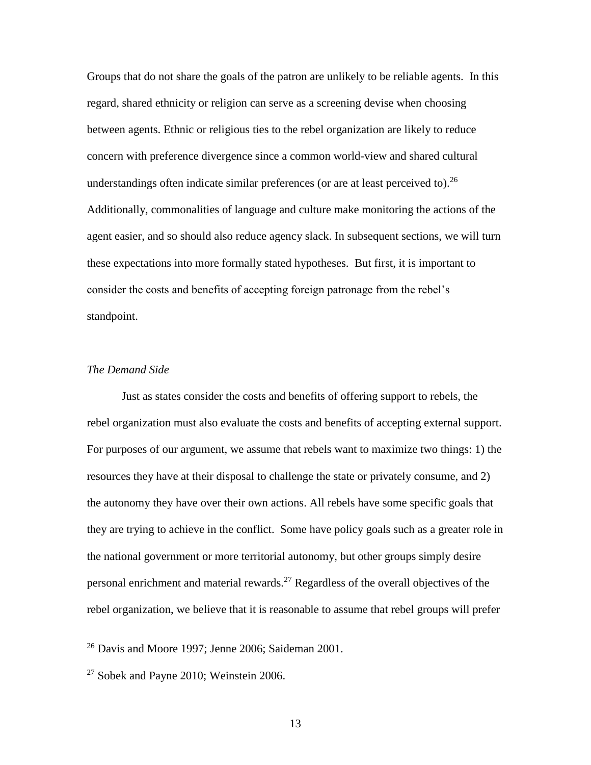Groups that do not share the goals of the patron are unlikely to be reliable agents. In this regard, shared ethnicity or religion can serve as a screening devise when choosing between agents. Ethnic or religious ties to the rebel organization are likely to reduce concern with preference divergence since a common world-view and shared cultural understandings often indicate similar preferences (or are at least perceived to).[26] Additionally, commonalities of language and culture make monitoring the actions of the agent easier, and so should also reduce agency slack. In subsequent sections, we will turn these expectations into more formally stated hypotheses. But first, it is important to consider the costs and benefits of accepting foreign patronage from the rebel's standpoint.

### *The Demand Side*

Just as states consider the costs and benefits of offering support to rebels, the rebel organization must also evaluate the costs and benefits of accepting external support. For purposes of our argument, we assume that rebels want to maximize two things: 1) the resources they have at their disposal to challenge the state or privately consume, and 2) the autonomy they have over their own actions. All rebels have some specific goals that they are trying to achieve in the conflict. Some have policy goals such as a greater role in the national government or more territorial autonomy, but other groups simply desire personal enrichment and material rewards.[27] Regardless of the overall objectives of the rebel organization, we believe that it is reasonable to assume that rebel groups will prefer

[26] Davis and Moore 1997; Jenne 2006; Saideman 2001.

[27] Sobek and Payne 2010; Weinstein 2006.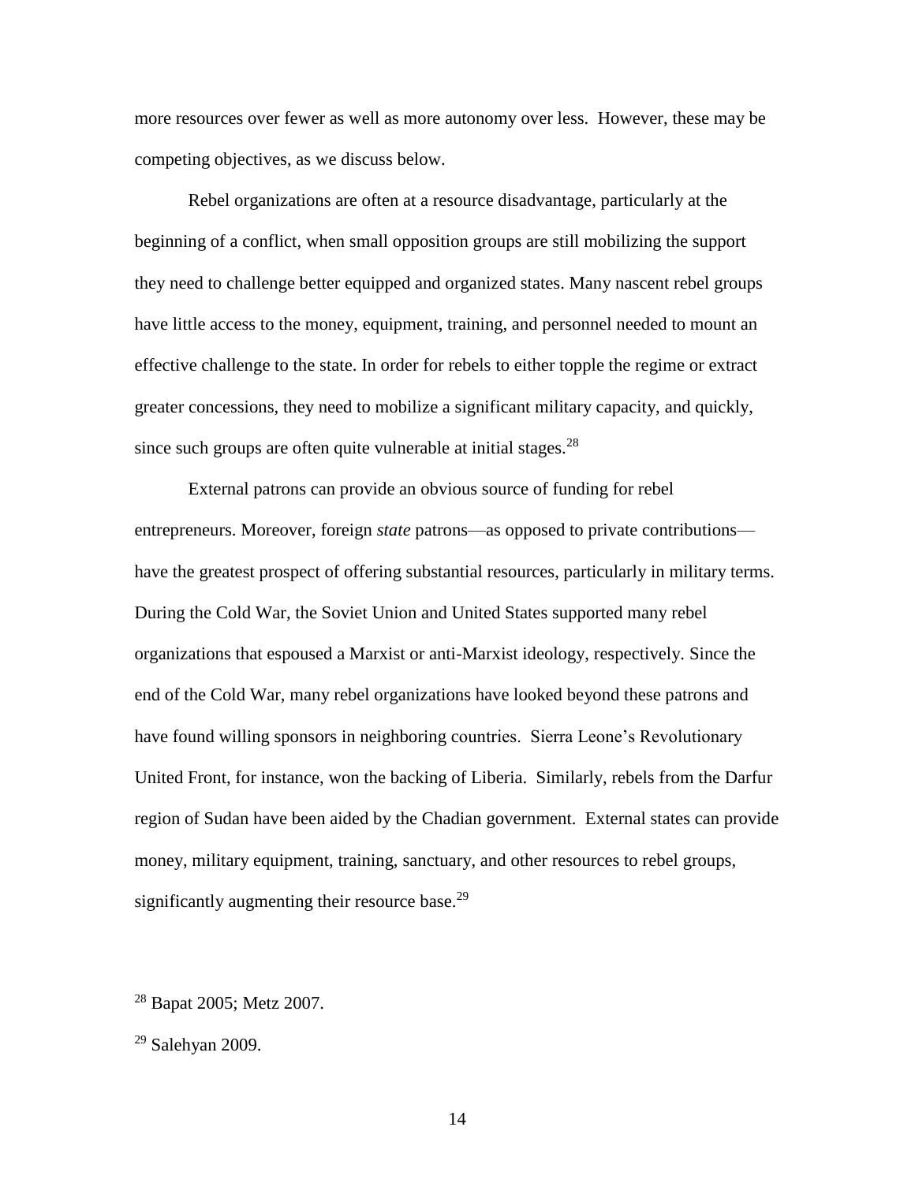more resources over fewer as well as more autonomy over less. However, these may be competing objectives, as we discuss below.

Rebel organizations are often at a resource disadvantage, particularly at the beginning of a conflict, when small opposition groups are still mobilizing the support they need to challenge better equipped and organized states. Many nascent rebel groups have little access to the money, equipment, training, and personnel needed to mount an effective challenge to the state. In order for rebels to either topple the regime or extract greater concessions, they need to mobilize a significant military capacity, and quickly, since such groups are often quite vulnerable at initial stages.[28]

External patrons can provide an obvious source of funding for rebel entrepreneurs. Moreover, foreign *state* patrons—as opposed to private contributions—have the greatest prospect of offering substantial resources, particularly in military terms. During the Cold War, the Soviet Union and United States supported many rebel organizations that espoused a Marxist or anti-Marxist ideology, respectively. Since the end of the Cold War, many rebel organizations have looked beyond these patrons and have found willing sponsors in neighboring countries. Sierra Leone's Revolutionary United Front, for instance, won the backing of Liberia. Similarly, rebels from the Darfur region of Sudan have been aided by the Chadian government. External states can provide money, military equipment, training, sanctuary, and other resources to rebel groups, significantly augmenting their resource base.[29]

[28] Bapat 2005; Metz 2007.

[29] Salehyan 2009.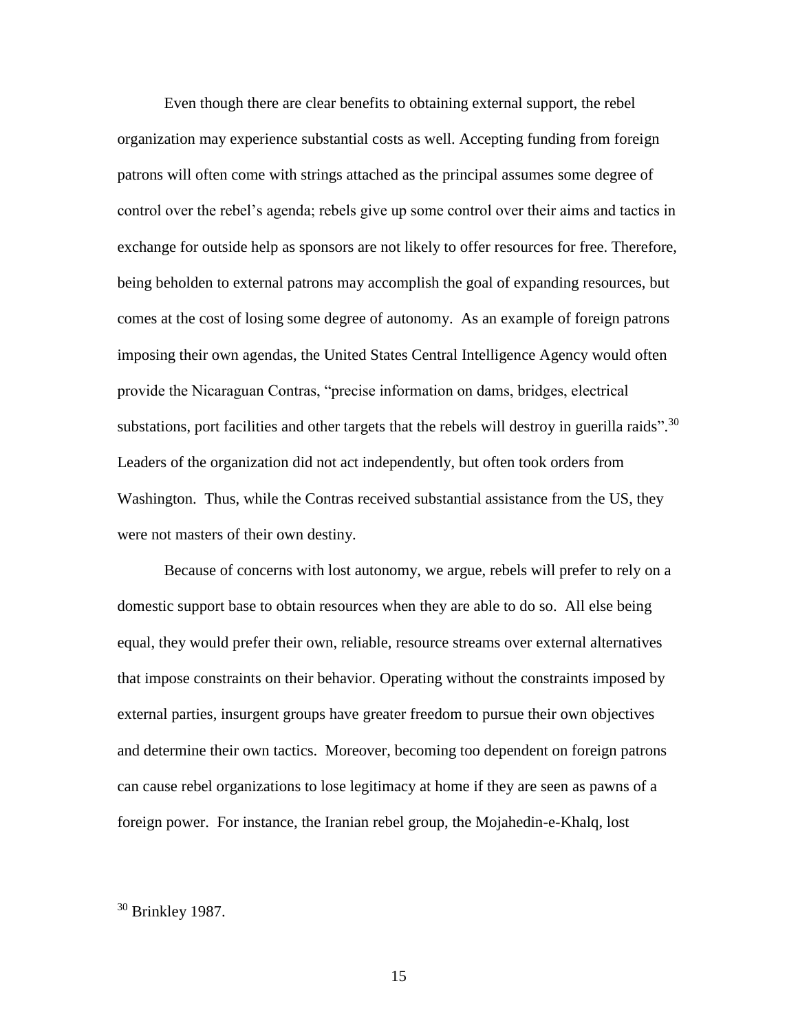Even though there are clear benefits to obtaining external support, the rebel organization may experience substantial costs as well. Accepting funding from foreign patrons will often come with strings attached as the principal assumes some degree of control over the rebel's agenda; rebels give up some control over their aims and tactics in exchange for outside help as sponsors are not likely to offer resources for free. Therefore, being beholden to external patrons may accomplish the goal of expanding resources, but comes at the cost of losing some degree of autonomy. As an example of foreign patrons imposing their own agendas, the United States Central Intelligence Agency would often provide the Nicaraguan Contras, "precise information on dams, bridges, electrical substations, port facilities and other targets that the rebels will destroy in guerilla raids".[30] Leaders of the organization did not act independently, but often took orders from Washington. Thus, while the Contras received substantial assistance from the US, they were not masters of their own destiny.

Because of concerns with lost autonomy, we argue, rebels will prefer to rely on a domestic support base to obtain resources when they are able to do so. All else being equal, they would prefer their own, reliable, resource streams over external alternatives that impose constraints on their behavior. Operating without the constraints imposed by external parties, insurgent groups have greater freedom to pursue their own objectives and determine their own tactics. Moreover, becoming too dependent on foreign patrons can cause rebel organizations to lose legitimacy at home if they are seen as pawns of a foreign power. For instance, the Iranian rebel group, the Mojahedin-e-Khalq, lost

[30] Brinkley 1987.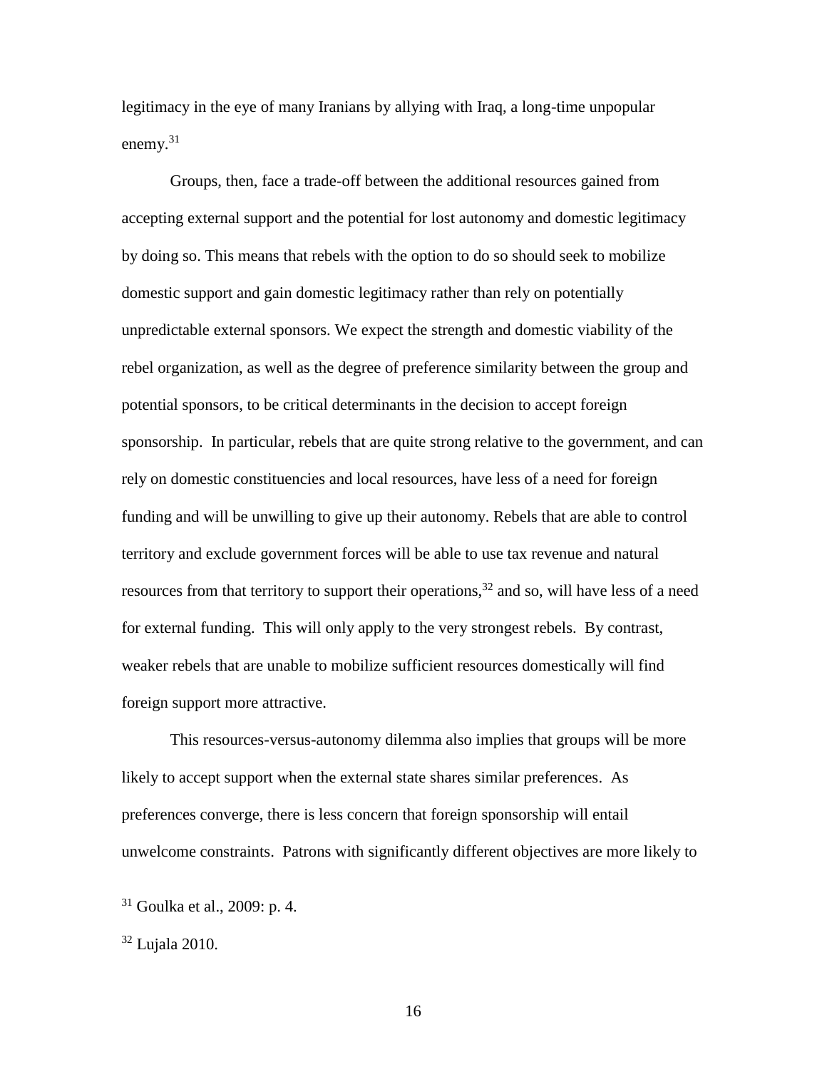legitimacy in the eye of many Iranians by allying with Iraq, a long-time unpopular enemy.[31]

Groups, then, face a trade-off between the additional resources gained from accepting external support and the potential for lost autonomy and domestic legitimacy by doing so. This means that rebels with the option to do so should seek to mobilize domestic support and gain domestic legitimacy rather than rely on potentially unpredictable external sponsors. We expect the strength and domestic viability of the rebel organization, as well as the degree of preference similarity between the group and potential sponsors, to be critical determinants in the decision to accept foreign sponsorship. In particular, rebels that are quite strong relative to the government, and can rely on domestic constituencies and local resources, have less of a need for foreign funding and will be unwilling to give up their autonomy. Rebels that are able to control territory and exclude government forces will be able to use tax revenue and natural resources from that territory to support their operations,[32] and so, will have less of a need for external funding. This will only apply to the very strongest rebels. By contrast, weaker rebels that are unable to mobilize sufficient resources domestically will find foreign support more attractive.

This resources-versus-autonomy dilemma also implies that groups will be more likely to accept support when the external state shares similar preferences. As preferences converge, there is less concern that foreign sponsorship will entail unwelcome constraints. Patrons with significantly different objectives are more likely to

[31] Goulka et al., 2009: p. 4.

[32] Lujala 2010.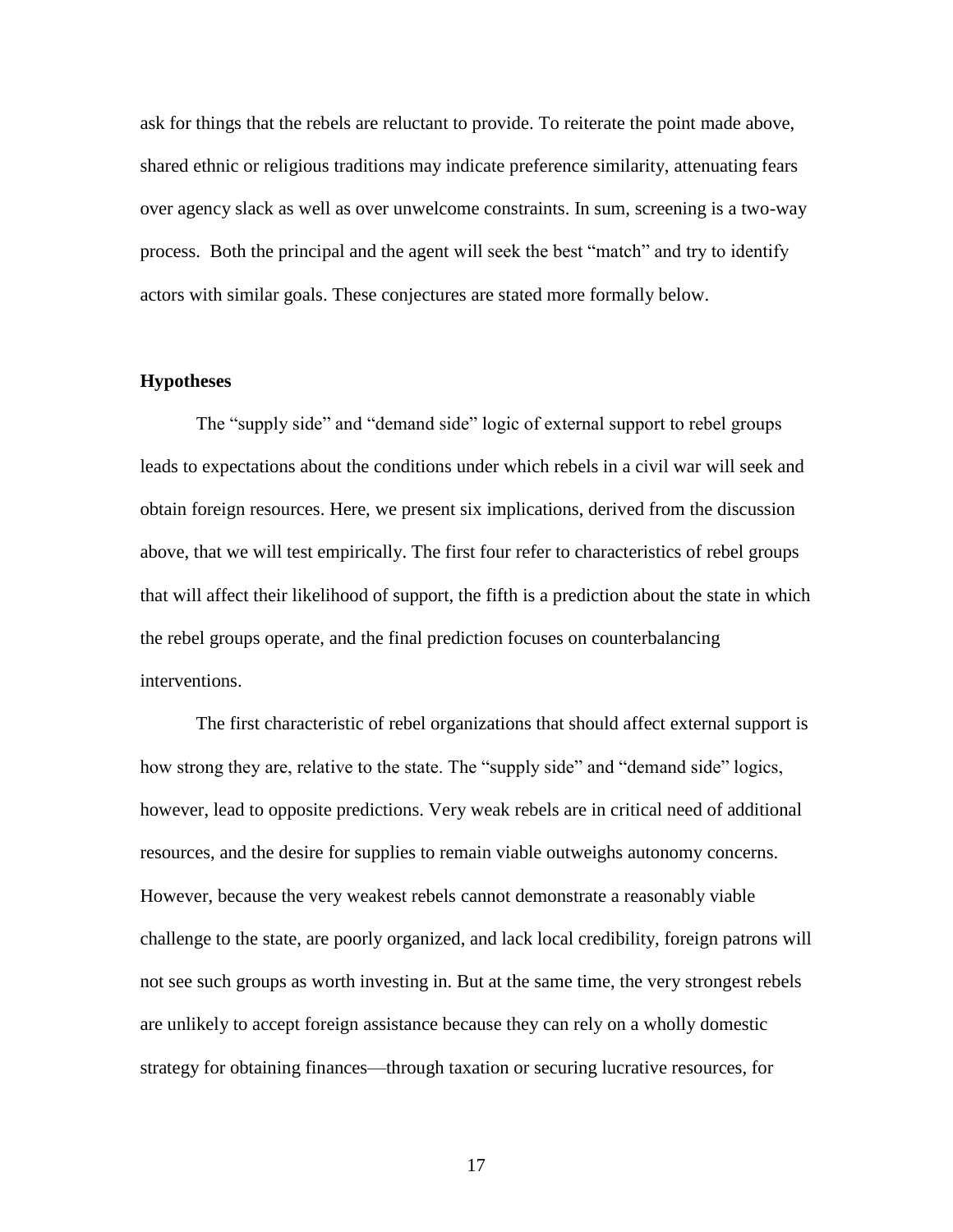ask for things that the rebels are reluctant to provide. To reiterate the point made above, shared ethnic or religious traditions may indicate preference similarity, attenuating fears over agency slack as well as over unwelcome constraints. In sum, screening is a two-way process. Both the principal and the agent will seek the best "match" and try to identify actors with similar goals. These conjectures are stated more formally below.

### Hypotheses

The "supply side" and "demand side" logic of external support to rebel groups leads to expectations about the conditions under which rebels in a civil war will seek and obtain foreign resources. Here, we present six implications, derived from the discussion above, that we will test empirically. The first four refer to characteristics of rebel groups that will affect their likelihood of support, the fifth is a prediction about the state in which the rebel groups operate, and the final prediction focuses on counterbalancing interventions.

The first characteristic of rebel organizations that should affect external support is how strong they are, relative to the state. The "supply side" and "demand side" logics, however, lead to opposite predictions. Very weak rebels are in critical need of additional resources, and the desire for supplies to remain viable outweighs autonomy concerns. However, because the very weakest rebels cannot demonstrate a reasonably viable challenge to the state, are poorly organized, and lack local credibility, foreign patrons will not see such groups as worth investing in. But at the same time, the very strongest rebels are unlikely to accept foreign assistance because they can rely on a wholly domestic strategy for obtaining finances—through taxation or securing lucrative resources, for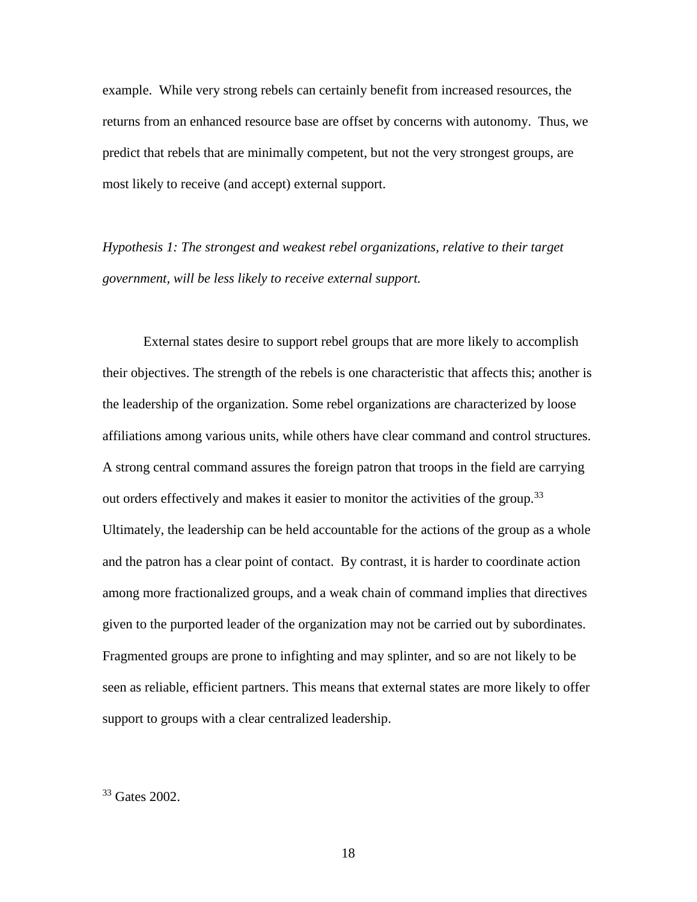example. While very strong rebels can certainly benefit from increased resources, the returns from an enhanced resource base are offset by concerns with autonomy. Thus, we predict that rebels that are minimally competent, but not the very strongest groups, are most likely to receive (and accept) external support.

*Hypothesis 1: The strongest and weakest rebel organizations, relative to their target government, will be less likely to receive external support.*

External states desire to support rebel groups that are more likely to accomplish their objectives. The strength of the rebels is one characteristic that affects this; another is the leadership of the organization. Some rebel organizations are characterized by loose affiliations among various units, while others have clear command and control structures. A strong central command assures the foreign patron that troops in the field are carrying out orders effectively and makes it easier to monitor the activities of the group.[33] Ultimately, the leadership can be held accountable for the actions of the group as a whole and the patron has a clear point of contact. By contrast, it is harder to coordinate action among more fractionalized groups, and a weak chain of command implies that directives given to the purported leader of the organization may not be carried out by subordinates. Fragmented groups are prone to infighting and may splinter, and so are not likely to be seen as reliable, efficient partners. This means that external states are more likely to offer support to groups with a clear centralized leadership.

[33] Gates 2002.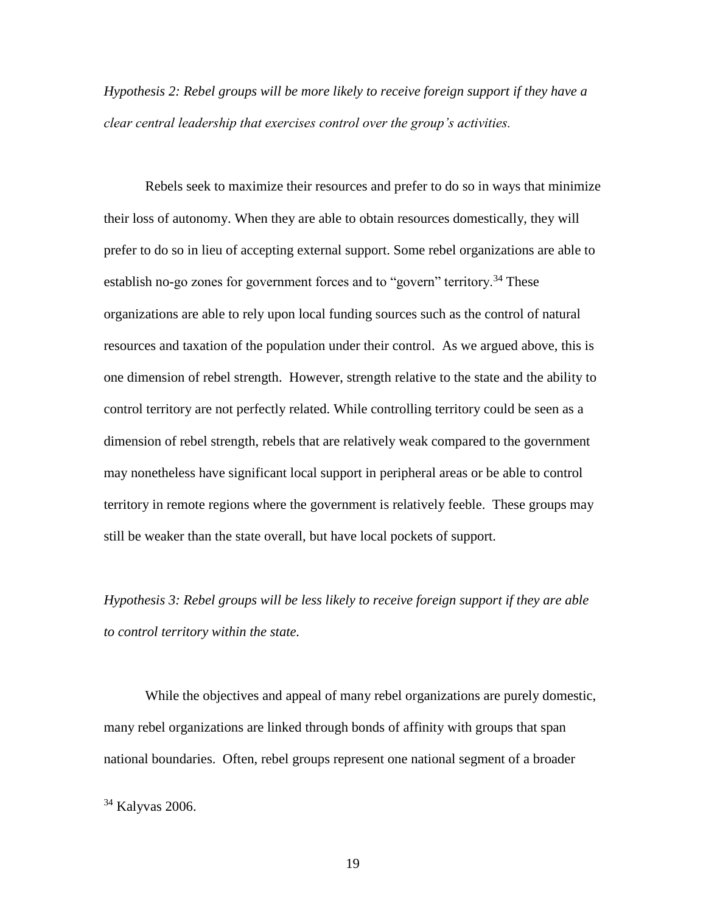*Hypothesis 2: Rebel groups will be more likely to receive foreign support if they have a clear central leadership that exercises control over the group's activities.*

Rebels seek to maximize their resources and prefer to do so in ways that minimize their loss of autonomy. When they are able to obtain resources domestically, they will prefer to do so in lieu of accepting external support. Some rebel organizations are able to establish no-go zones for government forces and to "govern" territory.[34] These organizations are able to rely upon local funding sources such as the control of natural resources and taxation of the population under their control. As we argued above, this is one dimension of rebel strength. However, strength relative to the state and the ability to control territory are not perfectly related. While controlling territory could be seen as a dimension of rebel strength, rebels that are relatively weak compared to the government may nonetheless have significant local support in peripheral areas or be able to control territory in remote regions where the government is relatively feeble. These groups may still be weaker than the state overall, but have local pockets of support.

*Hypothesis 3: Rebel groups will be less likely to receive foreign support if they are able to control territory within the state.*

While the objectives and appeal of many rebel organizations are purely domestic, many rebel organizations are linked through bonds of affinity with groups that span national boundaries. Often, rebel groups represent one national segment of a broader

[34] Kalyvas 2006.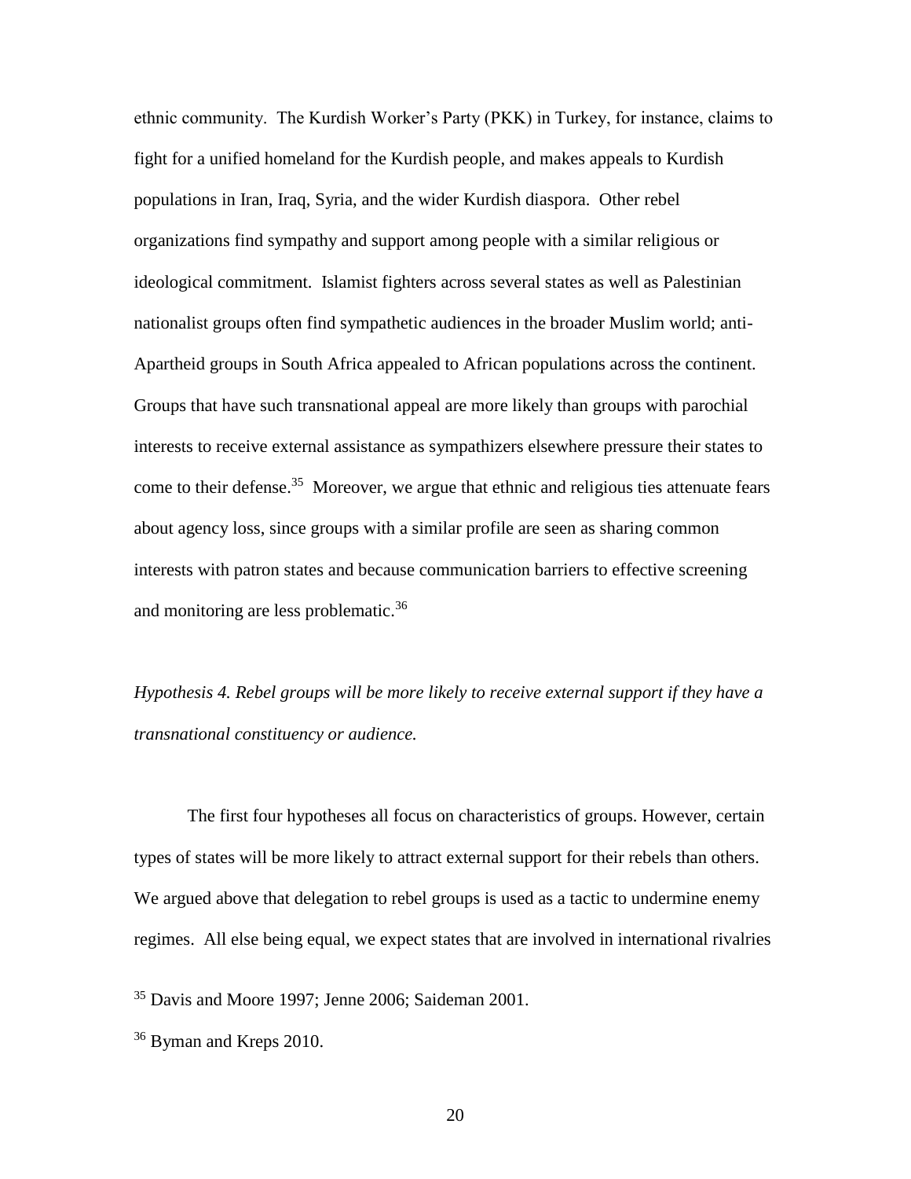ethnic community. The Kurdish Worker's Party (PKK) in Turkey, for instance, claims to fight for a unified homeland for the Kurdish people, and makes appeals to Kurdish populations in Iran, Iraq, Syria, and the wider Kurdish diaspora. Other rebel organizations find sympathy and support among people with a similar religious or ideological commitment. Islamist fighters across several states as well as Palestinian nationalist groups often find sympathetic audiences in the broader Muslim world; anti-Apartheid groups in South Africa appealed to African populations across the continent. Groups that have such transnational appeal are more likely than groups with parochial interests to receive external assistance as sympathizers elsewhere pressure their states to come to their defense.[35] Moreover, we argue that ethnic and religious ties attenuate fears about agency loss, since groups with a similar profile are seen as sharing common interests with patron states and because communication barriers to effective screening and monitoring are less problematic.[36]

*Hypothesis 4. Rebel groups will be more likely to receive external support if they have a transnational constituency or audience.*

The first four hypotheses all focus on characteristics of groups. However, certain types of states will be more likely to attract external support for their rebels than others. We argued above that delegation to rebel groups is used as a tactic to undermine enemy regimes. All else being equal, we expect states that are involved in international rivalries

[35] Davis and Moore 1997; Jenne 2006; Saideman 2001.

[36] Byman and Kreps 2010.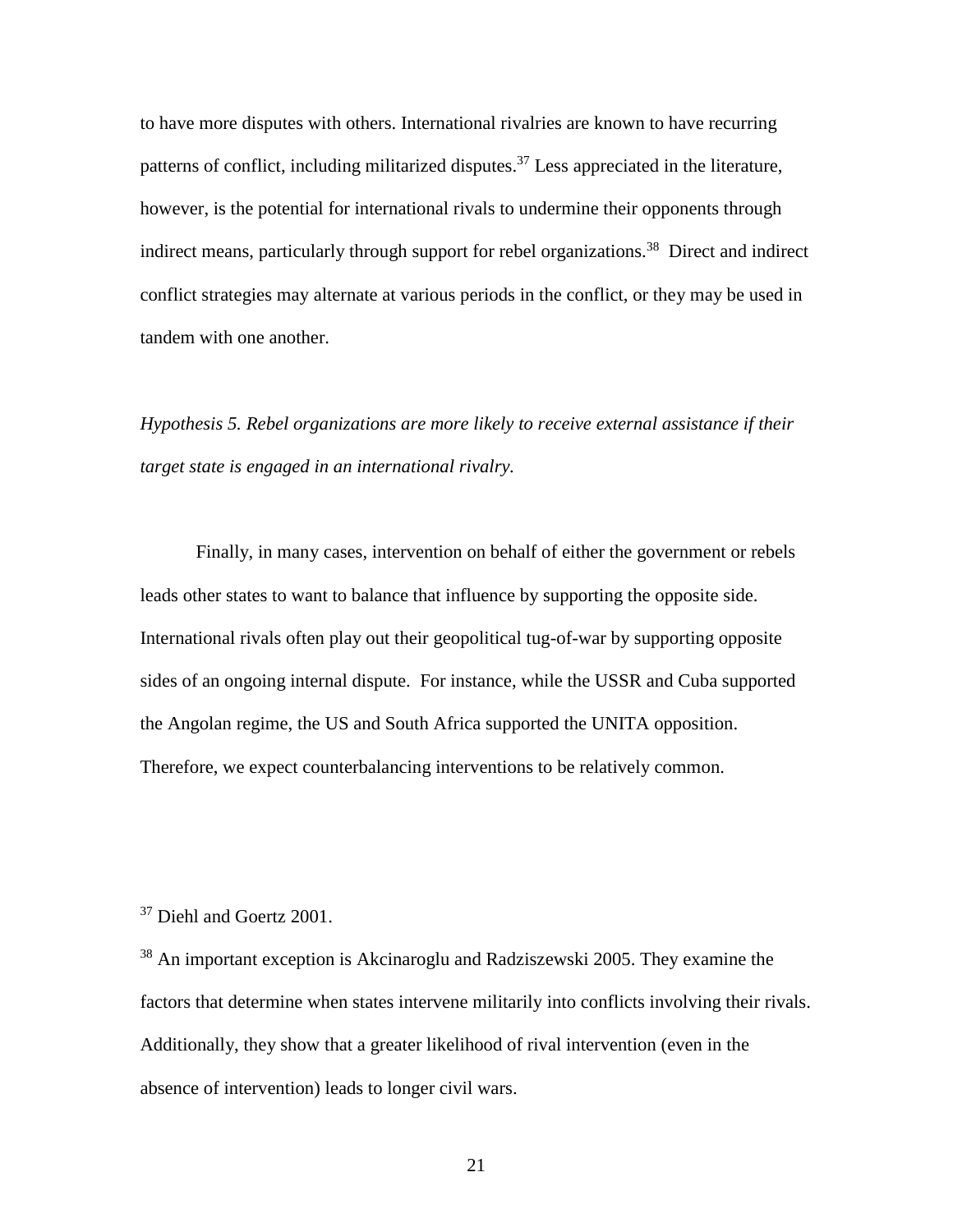to have more disputes with others. International rivalries are known to have recurring patterns of conflict, including militarized disputes.[37] Less appreciated in the literature, however, is the potential for international rivals to undermine their opponents through indirect means, particularly through support for rebel organizations.[38] Direct and indirect conflict strategies may alternate at various periods in the conflict, or they may be used in tandem with one another.

*Hypothesis 5. Rebel organizations are more likely to receive external assistance if their target state is engaged in an international rivalry.*

Finally, in many cases, intervention on behalf of either the government or rebels leads other states to want to balance that influence by supporting the opposite side. International rivals often play out their geopolitical tug-of-war by supporting opposite sides of an ongoing internal dispute. For instance, while the USSR and Cuba supported the Angolan regime, the US and South Africa supported the UNITA opposition. Therefore, we expect counterbalancing interventions to be relatively common.

[37] Diehl and Goertz 2001.

[38] An important exception is Akcinaroglu and Radziszewski 2005. They examine the factors that determine when states intervene militarily into conflicts involving their rivals. Additionally, they show that a greater likelihood of rival intervention (even in the absence of intervention) leads to longer civil wars.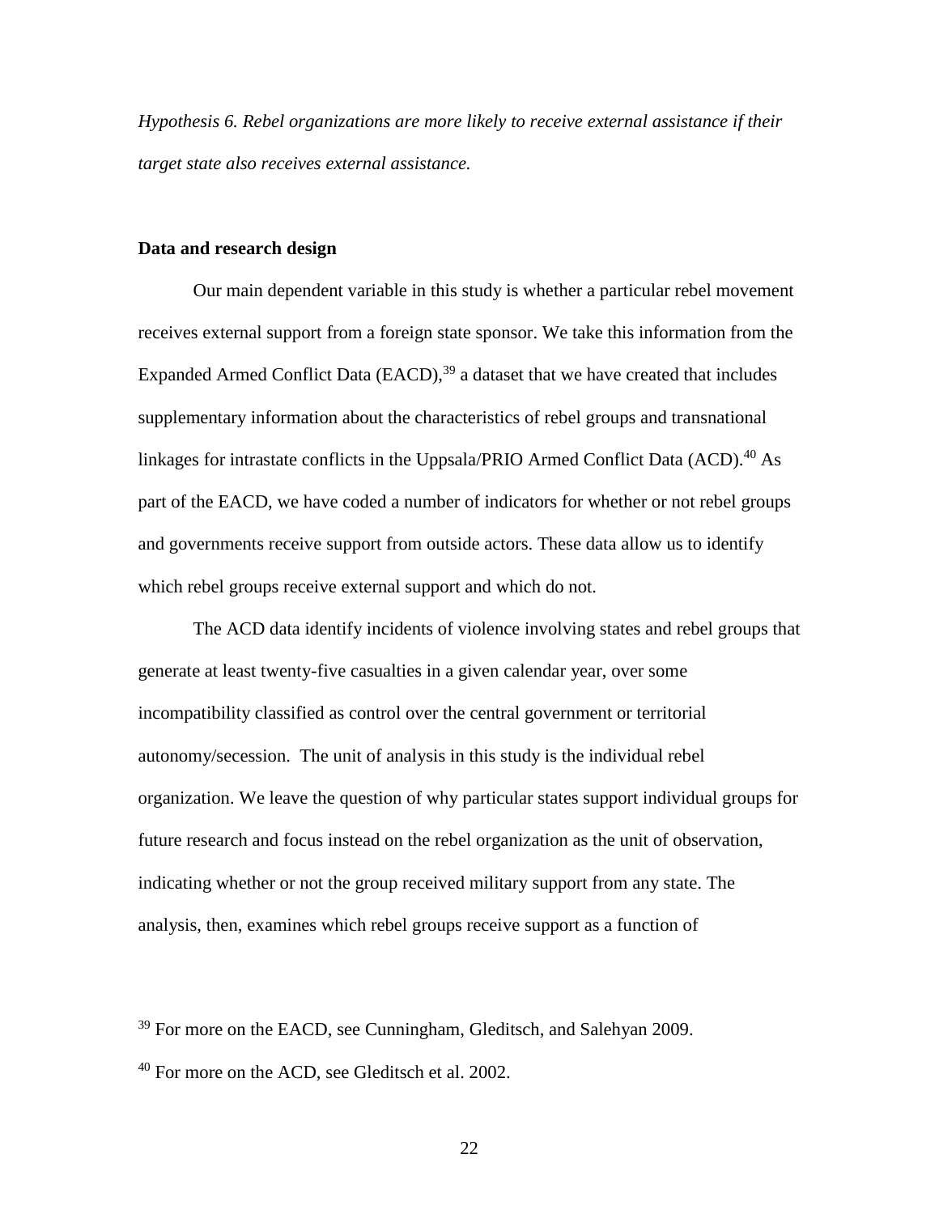*Hypothesis 6. Rebel organizations are more likely to receive external assistance if their target state also receives external assistance.*

**Data and research design**

Our main dependent variable in this study is whether a particular rebel movement receives external support from a foreign state sponsor. We take this information from the Expanded Armed Conflict Data (EACD),[39] a dataset that we have created that includes supplementary information about the characteristics of rebel groups and transnational linkages for intrastate conflicts in the Uppsala/PRIO Armed Conflict Data (ACD).[40] As part of the EACD, we have coded a number of indicators for whether or not rebel groups and governments receive support from outside actors. These data allow us to identify which rebel groups receive external support and which do not.

The ACD data identify incidents of violence involving states and rebel groups that generate at least twenty-five casualties in a given calendar year, over some incompatibility classified as control over the central government or territorial autonomy/secession. The unit of analysis in this study is the individual rebel organization. We leave the question of why particular states support individual groups for future research and focus instead on the rebel organization as the unit of observation, indicating whether or not the group received military support from any state. The analysis, then, examines which rebel groups receive support as a function of

[39] For more on the EACD, see Cunningham, Gleditsch, and Salehyan 2009.

[40] For more on the ACD, see Gleditsch et al. 2002.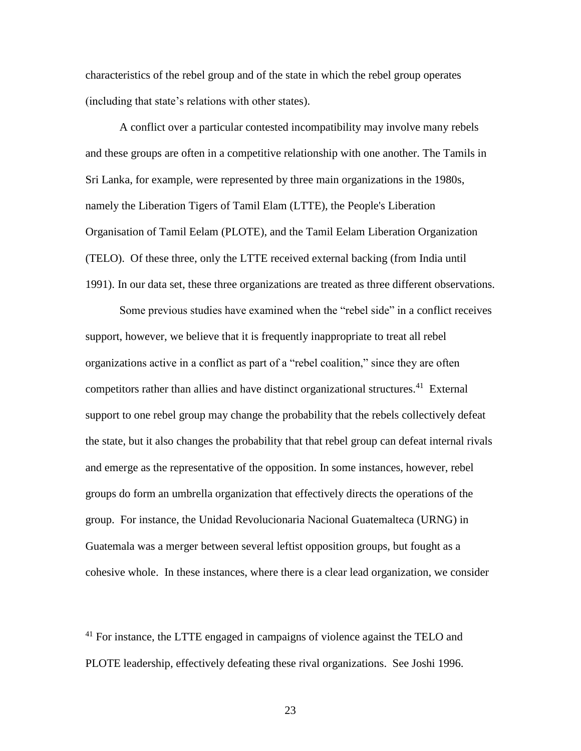characteristics of the rebel group and of the state in which the rebel group operates (including that state's relations with other states).

A conflict over a particular contested incompatibility may involve many rebels and these groups are often in a competitive relationship with one another. The Tamils in Sri Lanka, for example, were represented by three main organizations in the 1980s, namely the Liberation Tigers of Tamil Elam (LTTE), the People's Liberation Organisation of Tamil Eelam (PLOTE), and the Tamil Eelam Liberation Organization (TELO). Of these three, only the LTTE received external backing (from India until 1991). In our data set, these three organizations are treated as three different observations.

Some previous studies have examined when the "rebel side" in a conflict receives support, however, we believe that it is frequently inappropriate to treat all rebel organizations active in a conflict as part of a "rebel coalition," since they are often competitors rather than allies and have distinct organizational structures.[41] External support to one rebel group may change the probability that the rebels collectively defeat the state, but it also changes the probability that that rebel group can defeat internal rivals and emerge as the representative of the opposition. In some instances, however, rebel groups do form an umbrella organization that effectively directs the operations of the group. For instance, the Unidad Revolucionaria Nacional Guatemalteca (URNG) in Guatemala was a merger between several leftist opposition groups, but fought as a cohesive whole. In these instances, where there is a clear lead organization, we consider

[41] For instance, the LTTE engaged in campaigns of violence against the TELO and PLOTE leadership, effectively defeating these rival organizations. See Joshi 1996.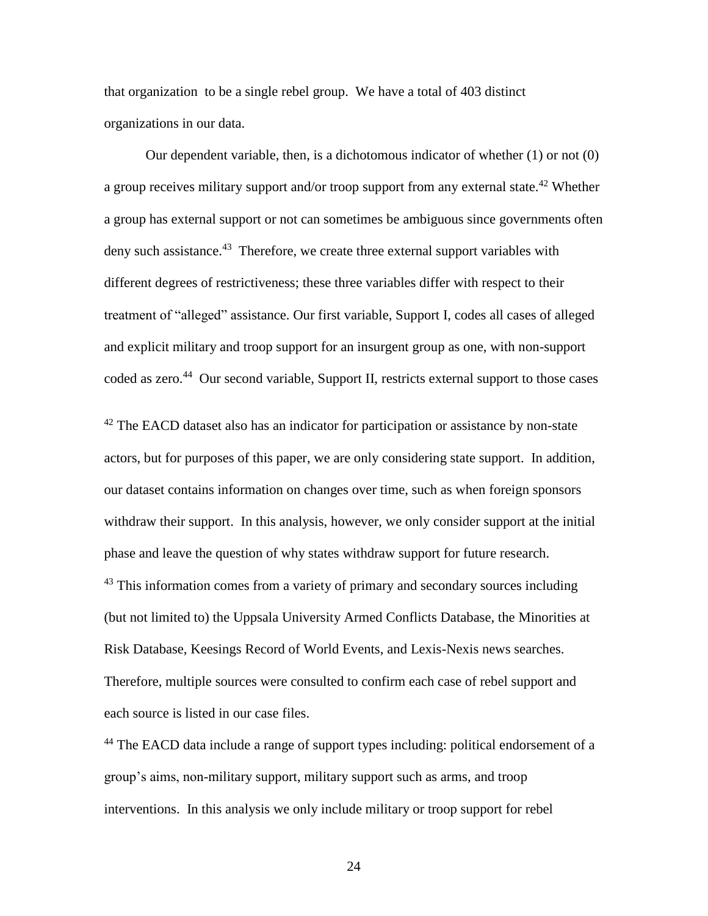that organization to be a single rebel group. We have a total of 403 distinct organizations in our data.

Our dependent variable, then, is a dichotomous indicator of whether (1) or not (0) a group receives military support and/or troop support from any external state.[42] Whether a group has external support or not can sometimes be ambiguous since governments often deny such assistance.[43] Therefore, we create three external support variables with different degrees of restrictiveness; these three variables differ with respect to their treatment of "alleged" assistance. Our first variable, Support I, codes all cases of alleged and explicit military and troop support for an insurgent group as one, with non-support coded as zero.[44] Our second variable, Support II, restricts external support to those cases

[42] The EACD dataset also has an indicator for participation or assistance by non-state actors, but for purposes of this paper, we are only considering state support. In addition, our dataset contains information on changes over time, such as when foreign sponsors withdraw their support. In this analysis, however, we only consider support at the initial phase and leave the question of why states withdraw support for future research.

[43] This information comes from a variety of primary and secondary sources including (but not limited to) the Uppsala University Armed Conflicts Database, the Minorities at Risk Database, Keesings Record of World Events, and Lexis-Nexis news searches. Therefore, multiple sources were consulted to confirm each case of rebel support and each source is listed in our case files.

[44] The EACD data include a range of support types including: political endorsement of a group's aims, non-military support, military support such as arms, and troop interventions. In this analysis we only include military or troop support for rebel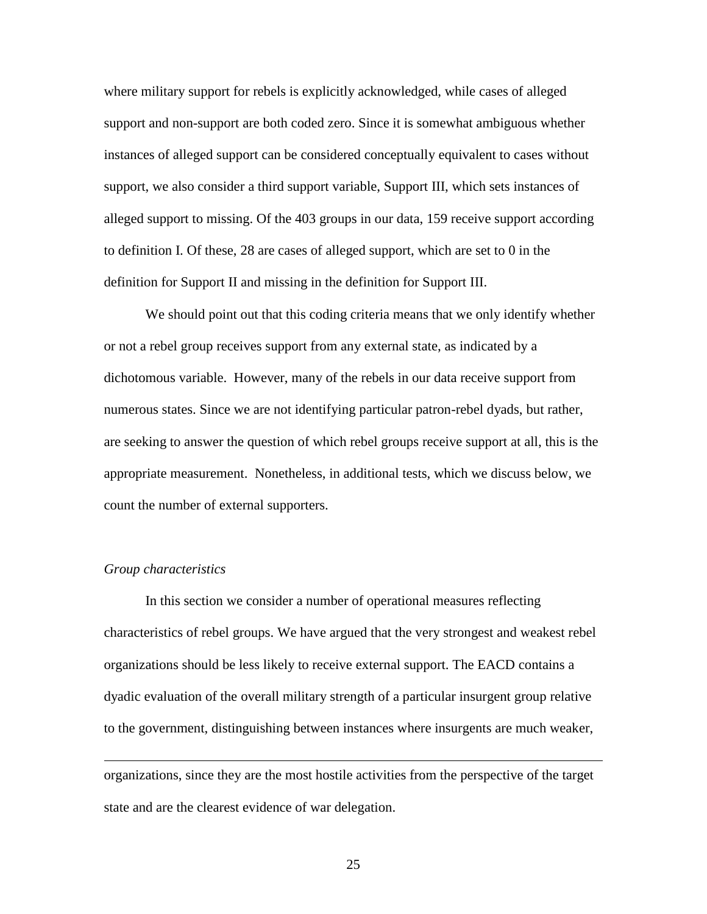where military support for rebels is explicitly acknowledged, while cases of alleged support and non-support are both coded zero. Since it is somewhat ambiguous whether instances of alleged support can be considered conceptually equivalent to cases without support, we also consider a third support variable, Support III, which sets instances of alleged support to missing. Of the 403 groups in our data, 159 receive support according to definition I. Of these, 28 are cases of alleged support, which are set to 0 in the definition for Support II and missing in the definition for Support III.

We should point out that this coding criteria means that we only identify whether or not a rebel group receives support from any external state, as indicated by a dichotomous variable. However, many of the rebels in our data receive support from numerous states. Since we are not identifying particular patron-rebel dyads, but rather, are seeking to answer the question of which rebel groups receive support at all, this is the appropriate measurement. Nonetheless, in additional tests, which we discuss below, we count the number of external supporters.

*Group characteristics*

In this section we consider a number of operational measures reflecting characteristics of rebel groups. We have argued that the very strongest and weakest rebel organizations should be less likely to receive external support. The EACD contains a dyadic evaluation of the overall military strength of a particular insurgent group relative to the government, distinguishing between instances where insurgents are much weaker,

---

organizations, since they are the most hostile activities from the perspective of the target state and are the clearest evidence of war delegation.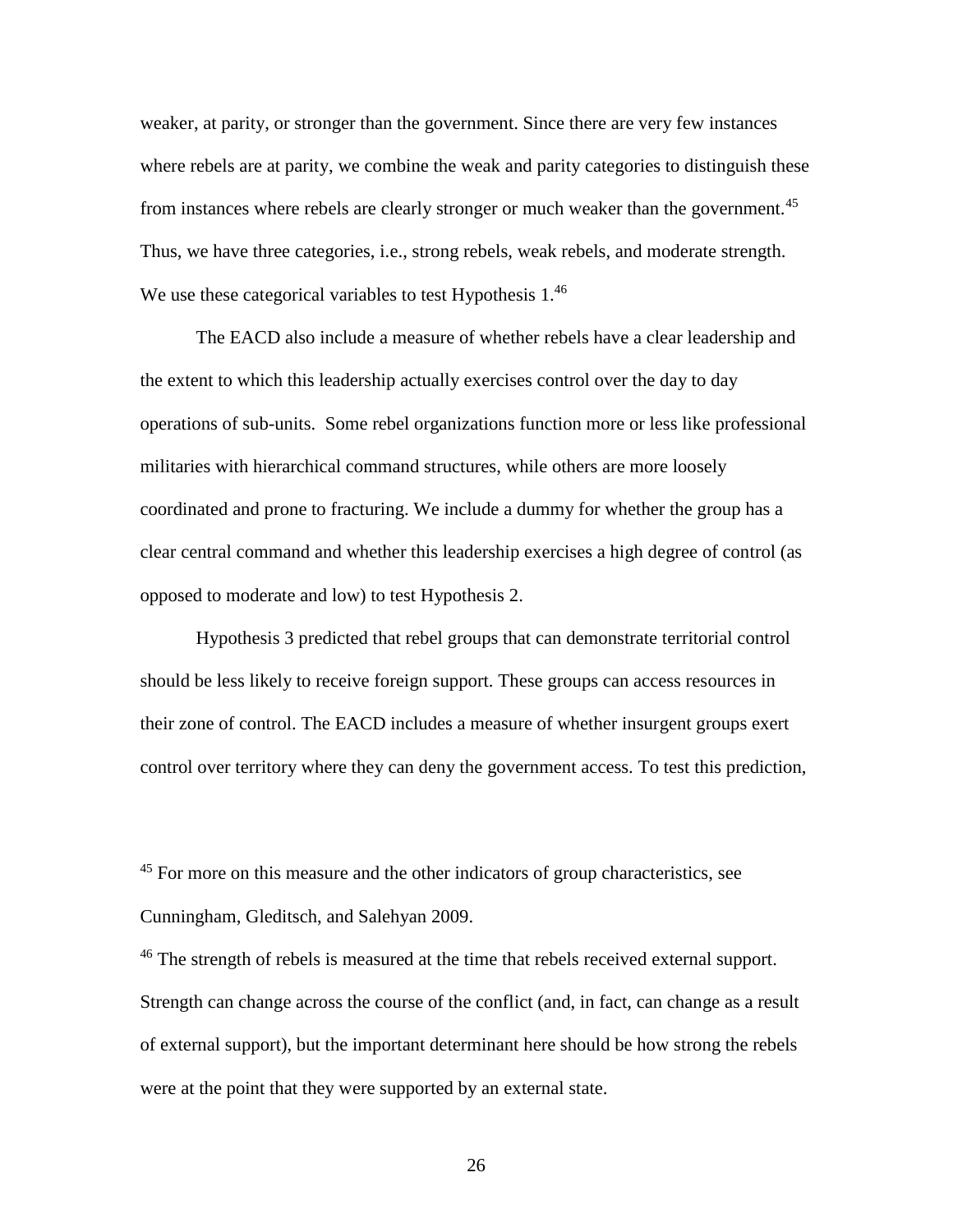weaker, at parity, or stronger than the government. Since there are very few instances where rebels are at parity, we combine the weak and parity categories to distinguish these from instances where rebels are clearly stronger or much weaker than the government.[45] Thus, we have three categories, i.e., strong rebels, weak rebels, and moderate strength. We use these categorical variables to test Hypothesis 1.[46]

The EACD also include a measure of whether rebels have a clear leadership and the extent to which this leadership actually exercises control over the day to day operations of sub-units. Some rebel organizations function more or less like professional militaries with hierarchical command structures, while others are more loosely coordinated and prone to fracturing. We include a dummy for whether the group has a clear central command and whether this leadership exercises a high degree of control (as opposed to moderate and low) to test Hypothesis 2.

Hypothesis 3 predicted that rebel groups that can demonstrate territorial control should be less likely to receive foreign support. These groups can access resources in their zone of control. The EACD includes a measure of whether insurgent groups exert control over territory where they can deny the government access. To test this prediction,

[45] For more on this measure and the other indicators of group characteristics, see Cunningham, Gleditsch, and Salehyan 2009.

[46] The strength of rebels is measured at the time that rebels received external support. Strength can change across the course of the conflict (and, in fact, can change as a result of external support), but the important determinant here should be how strong the rebels were at the point that they were supported by an external state.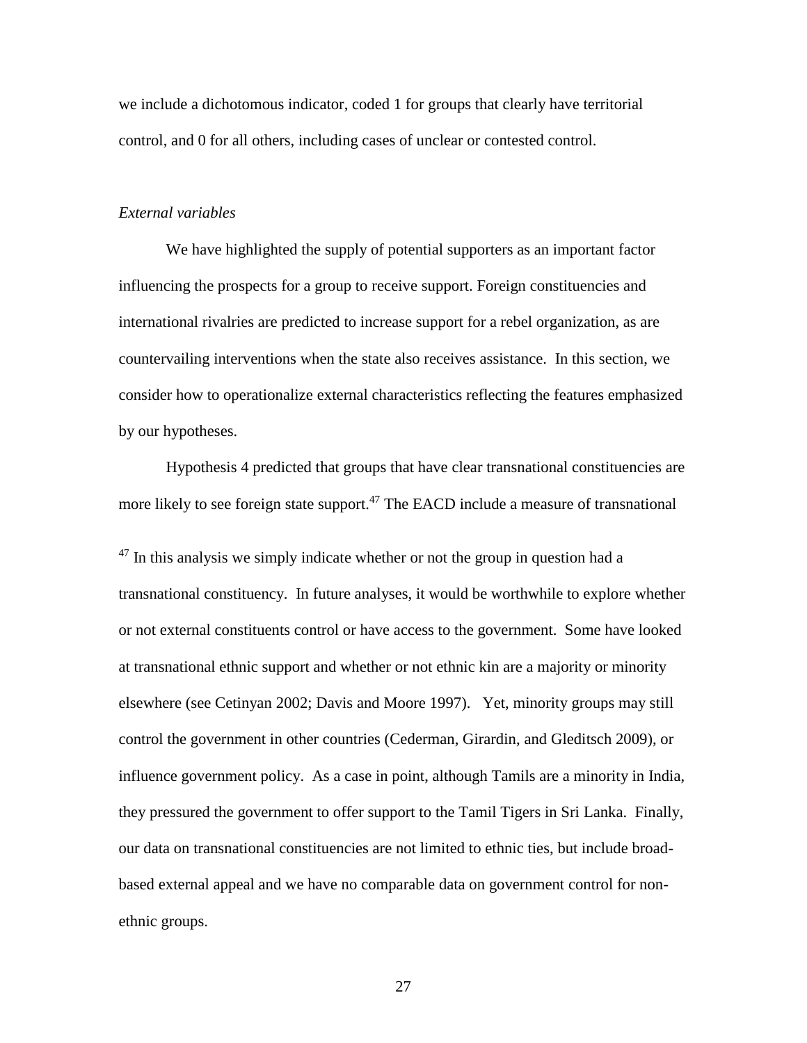we include a dichotomous indicator, coded 1 for groups that clearly have territorial control, and 0 for all others, including cases of unclear or contested control.

*External variables*

We have highlighted the supply of potential supporters as an important factor influencing the prospects for a group to receive support. Foreign constituencies and international rivalries are predicted to increase support for a rebel organization, as are countervailing interventions when the state also receives assistance. In this section, we consider how to operationalize external characteristics reflecting the features emphasized by our hypotheses.

Hypothesis 4 predicted that groups that have clear transnational constituencies are more likely to see foreign state support.[47] The EACD include a measure of transnational

[47] In this analysis we simply indicate whether or not the group in question had a transnational constituency. In future analyses, it would be worthwhile to explore whether or not external constituents control or have access to the government. Some have looked at transnational ethnic support and whether or not ethnic kin are a majority or minority elsewhere (see Cetinyan 2002; Davis and Moore 1997). Yet, minority groups may still control the government in other countries (Cederman, Girardin, and Gleditsch 2009), or influence government policy. As a case in point, although Tamils are a minority in India, they pressured the government to offer support to the Tamil Tigers in Sri Lanka. Finally, our data on transnational constituencies are not limited to ethnic ties, but include broad-based external appeal and we have no comparable data on government control for non-ethnic groups.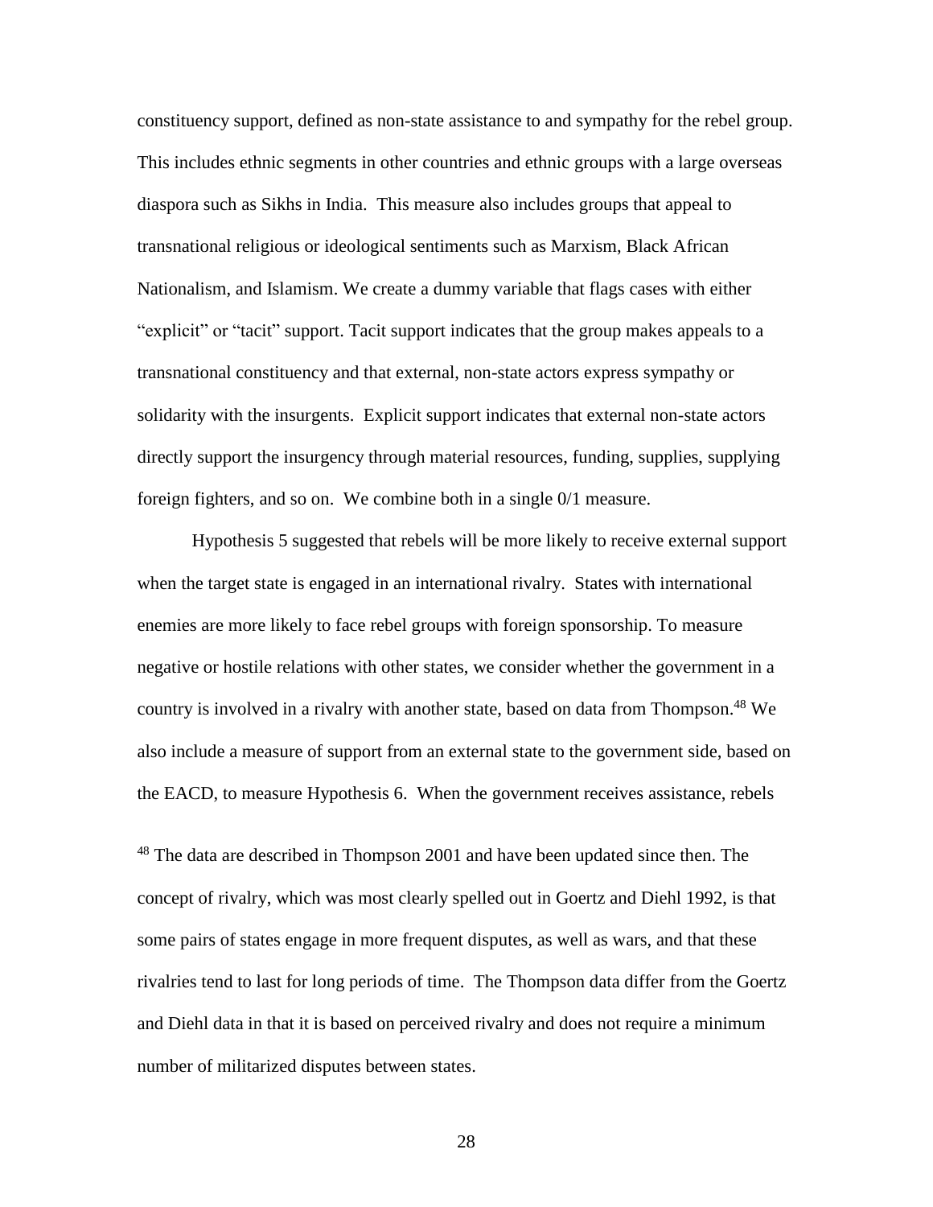constituency support, defined as non-state assistance to and sympathy for the rebel group. This includes ethnic segments in other countries and ethnic groups with a large overseas diaspora such as Sikhs in India. This measure also includes groups that appeal to transnational religious or ideological sentiments such as Marxism, Black African Nationalism, and Islamism. We create a dummy variable that flags cases with either "explicit" or "tacit" support. Tacit support indicates that the group makes appeals to a transnational constituency and that external, non-state actors express sympathy or solidarity with the insurgents. Explicit support indicates that external non-state actors directly support the insurgency through material resources, funding, supplies, supplying foreign fighters, and so on. We combine both in a single 0/1 measure.

Hypothesis 5 suggested that rebels will be more likely to receive external support when the target state is engaged in an international rivalry. States with international enemies are more likely to face rebel groups with foreign sponsorship. To measure negative or hostile relations with other states, we consider whether the government in a country is involved in a rivalry with another state, based on data from Thompson.[48] We also include a measure of support from an external state to the government side, based on the EACD, to measure Hypothesis 6. When the government receives assistance, rebels

[48] The data are described in Thompson 2001 and have been updated since then. The concept of rivalry, which was most clearly spelled out in Goertz and Diehl 1992, is that some pairs of states engage in more frequent disputes, as well as wars, and that these rivalries tend to last for long periods of time. The Thompson data differ from the Goertz and Diehl data in that it is based on perceived rivalry and does not require a minimum number of militarized disputes between states.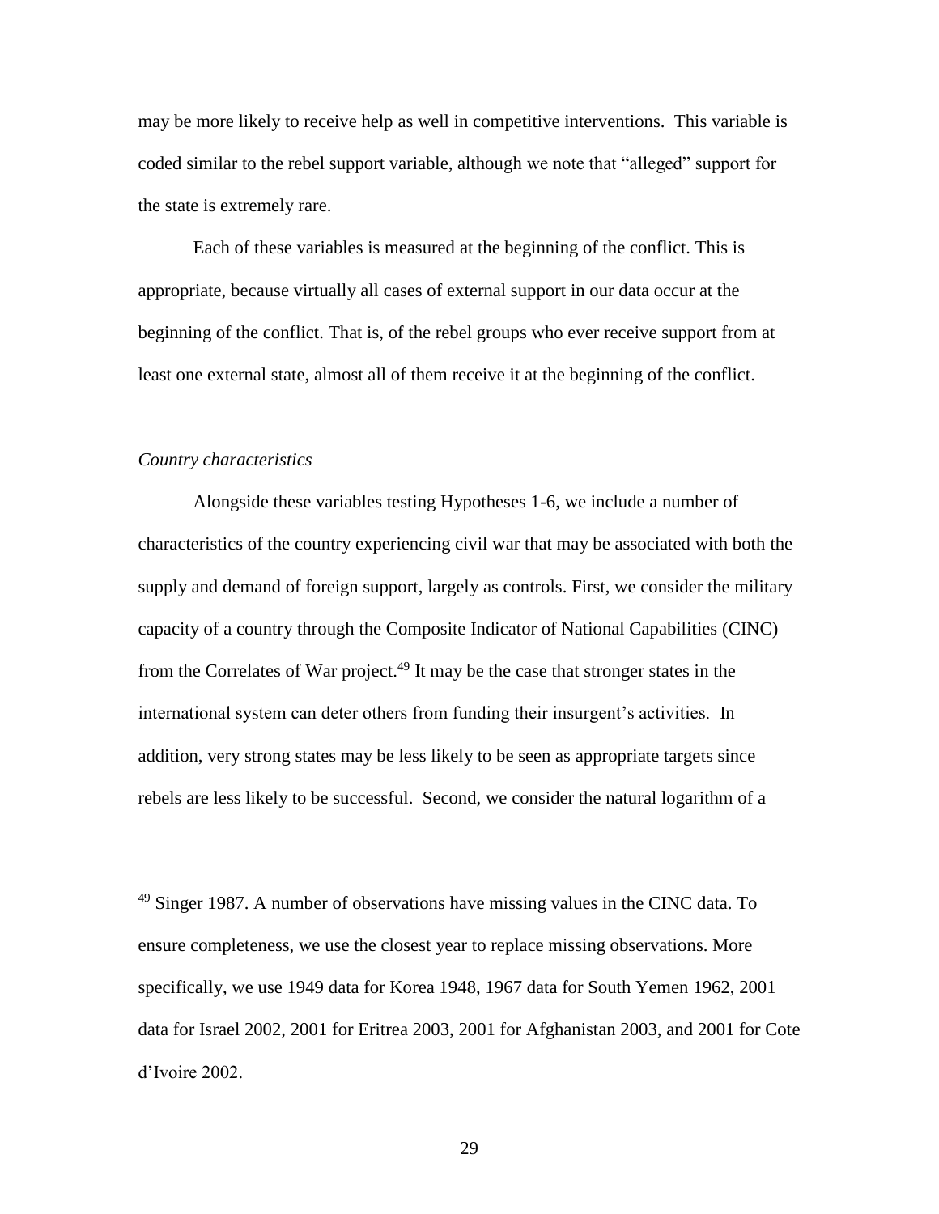may be more likely to receive help as well in competitive interventions. This variable is coded similar to the rebel support variable, although we note that "alleged" support for the state is extremely rare.

Each of these variables is measured at the beginning of the conflict. This is appropriate, because virtually all cases of external support in our data occur at the beginning of the conflict. That is, of the rebel groups who ever receive support from at least one external state, almost all of them receive it at the beginning of the conflict.

*Country characteristics*

Alongside these variables testing Hypotheses 1-6, we include a number of characteristics of the country experiencing civil war that may be associated with both the supply and demand of foreign support, largely as controls. First, we consider the military capacity of a country through the Composite Indicator of National Capabilities (CINC) from the Correlates of War project.[49] It may be the case that stronger states in the international system can deter others from funding their insurgent's activities. In addition, very strong states may be less likely to be seen as appropriate targets since rebels are less likely to be successful. Second, we consider the natural logarithm of a

[49] Singer 1987. A number of observations have missing values in the CINC data. To ensure completeness, we use the closest year to replace missing observations. More specifically, we use 1949 data for Korea 1948, 1967 data for South Yemen 1962, 2001 data for Israel 2002, 2001 for Eritrea 2003, 2001 for Afghanistan 2003, and 2001 for Cote d'Ivoire 2002.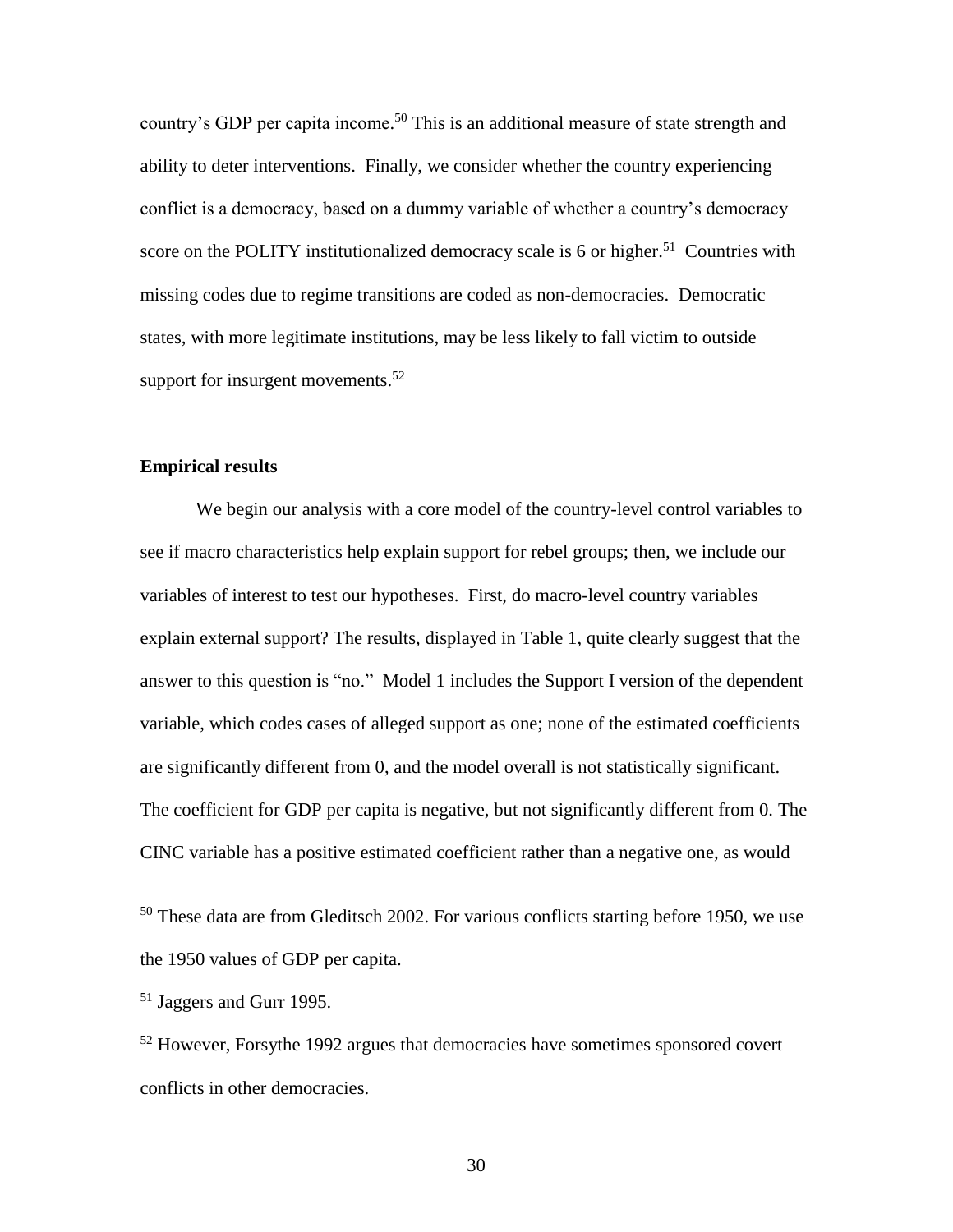country's GDP per capita income.[50] This is an additional measure of state strength and ability to deter interventions. Finally, we consider whether the country experiencing conflict is a democracy, based on a dummy variable of whether a country's democracy score on the POLITY institutionalized democracy scale is 6 or higher.[51] Countries with missing codes due to regime transitions are coded as non-democracies. Democratic states, with more legitimate institutions, may be less likely to fall victim to outside support for insurgent movements.[52]

**Empirical results**

We begin our analysis with a core model of the country-level control variables to see if macro characteristics help explain support for rebel groups; then, we include our variables of interest to test our hypotheses. First, do macro-level country variables explain external support? The results, displayed in Table 1, quite clearly suggest that the answer to this question is "no." Model 1 includes the Support I version of the dependent variable, which codes cases of alleged support as one; none of the estimated coefficients are significantly different from 0, and the model overall is not statistically significant. The coefficient for GDP per capita is negative, but not significantly different from 0. The CINC variable has a positive estimated coefficient rather than a negative one, as would

[50] These data are from Gleditsch 2002. For various conflicts starting before 1950, we use the 1950 values of GDP per capita.

[51] Jaggers and Gurr 1995.

[52] However, Forsythe 1992 argues that democracies have sometimes sponsored covert conflicts in other democracies.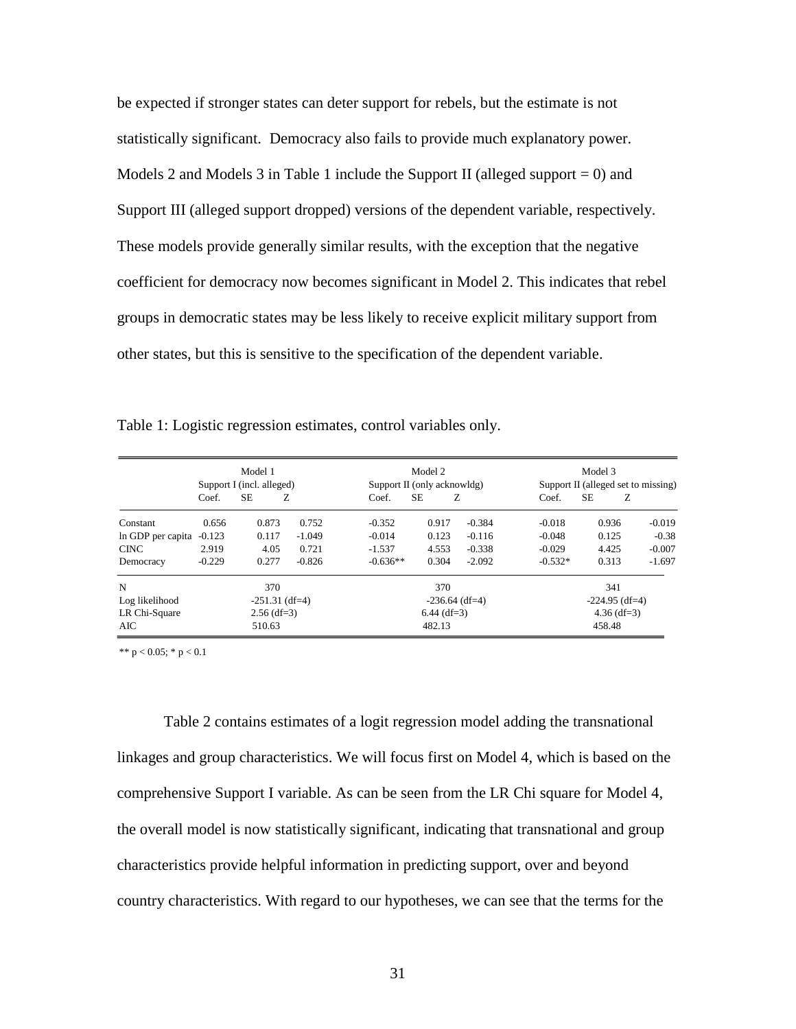be expected if stronger states can deter support for rebels, but the estimate is not statistically significant.  Democracy also fails to provide much explanatory power. Models 2 and Models 3 in Table 1 include the Support II (alleged support = 0) and Support III (alleged support dropped) versions of the dependent variable, respectively. These models provide generally similar results, with the exception that the negative coefficient for democracy now becomes significant in Model 2. This indicates that rebel groups in democratic states may be less likely to receive explicit military support from other states, but this is sensitive to the specification of the dependent variable.

Table 1: Logistic regression estimates, control variables only.

| | Model 1 | | | Model 2 | | | Model 3 | | |
|---|---|---|---|---|---|---|---|---|---|
| | Support I (incl. alleged) | | | Support II (only acknowldg) | | | Support II (alleged set to missing) | | |
| | Coef. | SE | Z | Coef. | SE | Z | Coef. | SE | Z |
| Constant | 0.656 | 0.873 | 0.752 | -0.352 | 0.917 | -0.384 | -0.018 | 0.936 | -0.019 |
| ln GDP per capita | -0.123 | 0.117 | -1.049 | -0.014 | 0.123 | -0.116 | -0.048 | 0.125 | -0.38 |
| CINC | 2.919 | 4.05 | 0.721 | -1.537 | 4.553 | -0.338 | -0.029 | 4.425 | -0.007 |
| Democracy | -0.229 | 0.277 | -0.826 | -0.636** | 0.304 | -2.092 | -0.532* | 0.313 | -1.697 |
| N | | 370 | | | 370 | | | 341 | |
| Log likelihood | | -251.31 (df=4) | | | -236.64 (df=4) | | | -224.95 (df=4) | |
| LR Chi-Square | | 2.56 (df=3) | | | 6.44 (df=3) | | | 4.36 (df=3) | |
| AIC | | 510.63 | | | 482.13 | | | 458.48 | |

** $p < 0.05$; * $p < 0.1$

Table 2 contains estimates of a logit regression model adding the transnational linkages and group characteristics. We will focus first on Model 4, which is based on the comprehensive Support I variable. As can be seen from the LR Chi square for Model 4, the overall model is now statistically significant, indicating that transnational and group characteristics provide helpful information in predicting support, over and beyond country characteristics. With regard to our hypotheses, we can see that the terms for the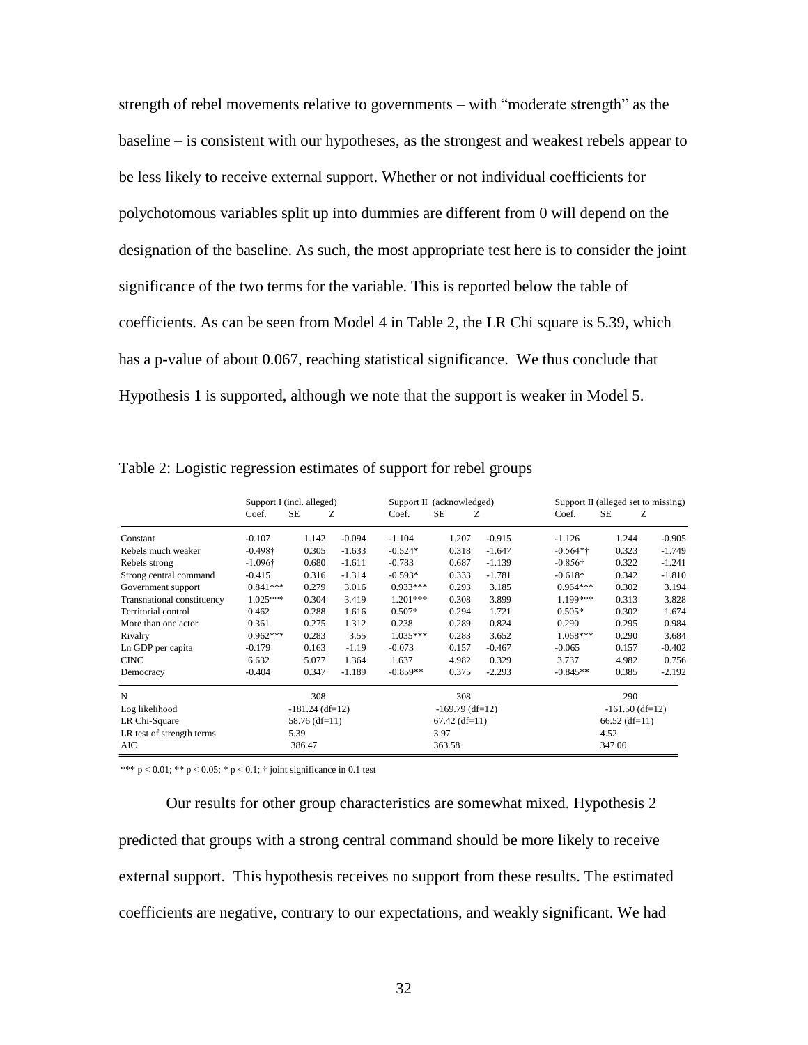strength of rebel movements relative to governments – with "moderate strength" as the baseline – is consistent with our hypotheses, as the strongest and weakest rebels appear to be less likely to receive external support. Whether or not individual coefficients for polychotomous variables split up into dummies are different from 0 will depend on the designation of the baseline. As such, the most appropriate test here is to consider the joint significance of the two terms for the variable. This is reported below the table of coefficients. As can be seen from Model 4 in Table 2, the LR Chi square is 5.39, which has a p-value of about 0.067, reaching statistical significance. We thus conclude that Hypothesis 1 is supported, although we note that the support is weaker in Model 5.

Table 2: Logistic regression estimates of support for rebel groups

| | Support I (incl. alleged) | | | Support II (acknowledged) | | | Support II (alleged set to missing) | | |
|---|---|---|---|---|---|---|---|---|---|
| | Coef. | SE | Z | Coef. | SE | Z | Coef. | SE | Z |
| Constant | -0.107 | 1.142 | -0.094 | -1.104 | 1.207 | -0.915 | -1.126 | 1.244 | -0.905 |
| Rebels much weaker | -0.498† | 0.305 | -1.633 | -0.524* | 0.318 | -1.647 | -0.564*† | 0.323 | -1.749 |
| Rebels strong | -1.096† | 0.680 | -1.611 | -0.783 | 0.687 | -1.139 | -0.856† | 0.322 | -1.241 |
| Strong central command | -0.415 | 0.316 | -1.314 | -0.593* | 0.333 | -1.781 | -0.618* | 0.342 | -1.810 |
| Government support | 0.841*** | 0.279 | 3.016 | 0.933*** | 0.293 | 3.185 | 0.964*** | 0.302 | 3.194 |
| Transnational constituency | 1.025*** | 0.304 | 3.419 | 1.201*** | 0.308 | 3.899 | 1.199*** | 0.313 | 3.828 |
| Territorial control | 0.462 | 0.288 | 1.616 | 0.507* | 0.294 | 1.721 | 0.505* | 0.302 | 1.674 |
| More than one actor | 0.361 | 0.275 | 1.312 | 0.238 | 0.289 | 0.824 | 0.290 | 0.295 | 0.984 |
| Rivalry | 0.962*** | 0.283 | 3.55 | 1.035*** | 0.283 | 3.652 | 1.068*** | 0.290 | 3.684 |
| Ln GDP per capita | -0.179 | 0.163 | -1.19 | -0.073 | 0.157 | -0.467 | -0.065 | 0.157 | -0.402 |
| CINC | 6.632 | 5.077 | 1.364 | 1.637 | 4.982 | 0.329 | 3.737 | 4.982 | 0.756 |
| Democracy | -0.404 | 0.347 | -1.189 | -0.859** | 0.375 | -2.293 | -0.845** | 0.385 | -2.192 |
| N | | 308 | | | 308 | | | 290 | |
| Log likelihood | | -181.24 (df=12) | | | -169.79 (df=12) | | | -161.50 (df=12) | |
| LR Chi-Square | | 58.76 (df=11) | | | 67.42 (df=11) | | | 66.52 (df=11) | |
| LR test of strength terms | | 5.39 | | | 3.97 | | | 4.52 | |
| AIC | | 386.47 | | | 363.58 | | | 347.00 | |

*** p < 0.01; ** p < 0.05; * p < 0.1; † joint significance in 0.1 test

Our results for other group characteristics are somewhat mixed. Hypothesis 2 predicted that groups with a strong central command should be more likely to receive external support. This hypothesis receives no support from these results. The estimated coefficients are negative, contrary to our expectations, and weakly significant. We had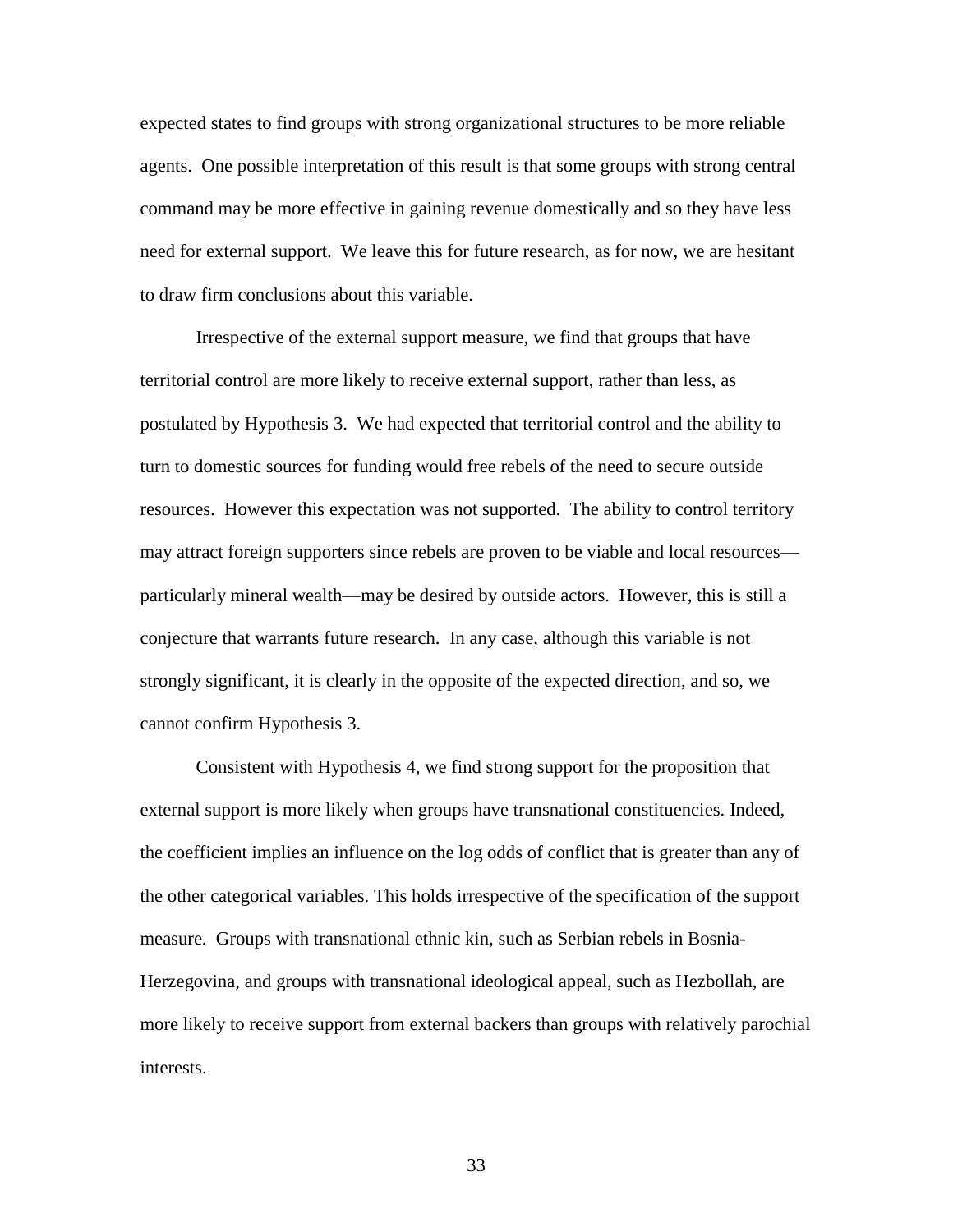expected states to find groups with strong organizational structures to be more reliable agents. One possible interpretation of this result is that some groups with strong central command may be more effective in gaining revenue domestically and so they have less need for external support. We leave this for future research, as for now, we are hesitant to draw firm conclusions about this variable.

Irrespective of the external support measure, we find that groups that have territorial control are more likely to receive external support, rather than less, as postulated by Hypothesis 3. We had expected that territorial control and the ability to turn to domestic sources for funding would free rebels of the need to secure outside resources. However this expectation was not supported. The ability to control territory may attract foreign supporters since rebels are proven to be viable and local resources—particularly mineral wealth—may be desired by outside actors. However, this is still a conjecture that warrants future research. In any case, although this variable is not strongly significant, it is clearly in the opposite of the expected direction, and so, we cannot confirm Hypothesis 3.

Consistent with Hypothesis 4, we find strong support for the proposition that external support is more likely when groups have transnational constituencies. Indeed, the coefficient implies an influence on the log odds of conflict that is greater than any of the other categorical variables. This holds irrespective of the specification of the support measure. Groups with transnational ethnic kin, such as Serbian rebels in Bosnia-Herzegovina, and groups with transnational ideological appeal, such as Hezbollah, are more likely to receive support from external backers than groups with relatively parochial interests.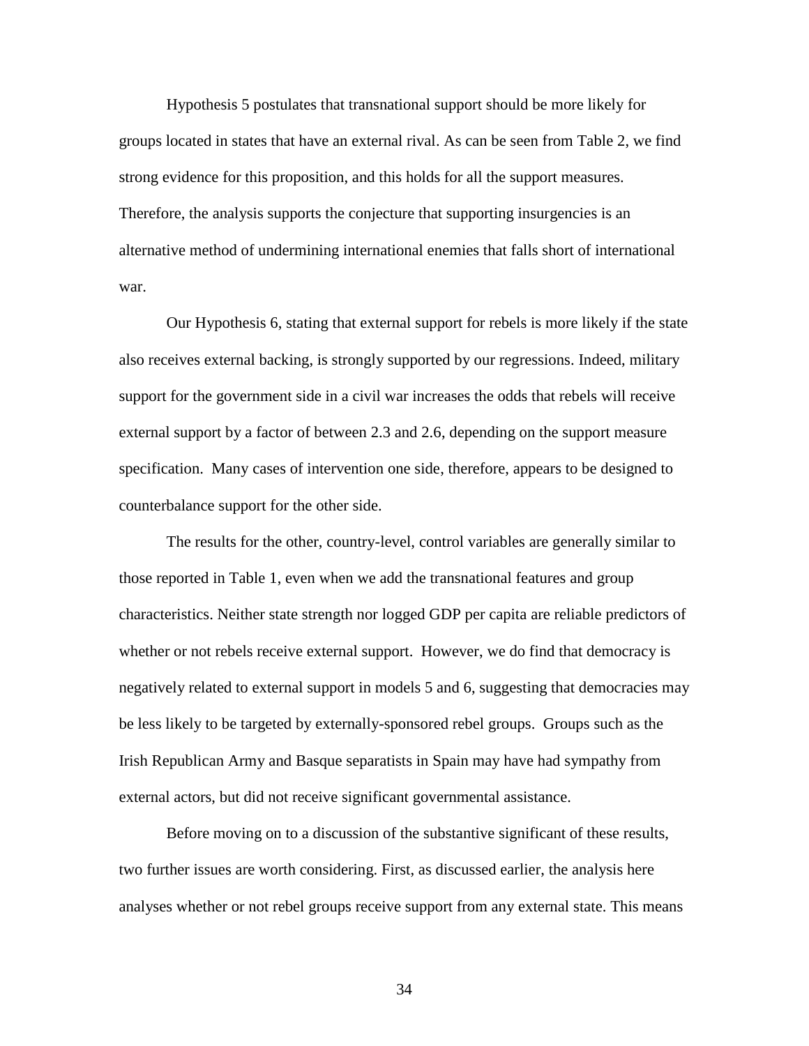Hypothesis 5 postulates that transnational support should be more likely for groups located in states that have an external rival. As can be seen from Table 2, we find strong evidence for this proposition, and this holds for all the support measures. Therefore, the analysis supports the conjecture that supporting insurgencies is an alternative method of undermining international enemies that falls short of international war.

Our Hypothesis 6, stating that external support for rebels is more likely if the state also receives external backing, is strongly supported by our regressions. Indeed, military support for the government side in a civil war increases the odds that rebels will receive external support by a factor of between 2.3 and 2.6, depending on the support measure specification. Many cases of intervention one side, therefore, appears to be designed to counterbalance support for the other side.

The results for the other, country-level, control variables are generally similar to those reported in Table 1, even when we add the transnational features and group characteristics. Neither state strength nor logged GDP per capita are reliable predictors of whether or not rebels receive external support. However, we do find that democracy is negatively related to external support in models 5 and 6, suggesting that democracies may be less likely to be targeted by externally-sponsored rebel groups. Groups such as the Irish Republican Army and Basque separatists in Spain may have had sympathy from external actors, but did not receive significant governmental assistance.

Before moving on to a discussion of the substantive significant of these results, two further issues are worth considering. First, as discussed earlier, the analysis here analyses whether or not rebel groups receive support from any external state. This means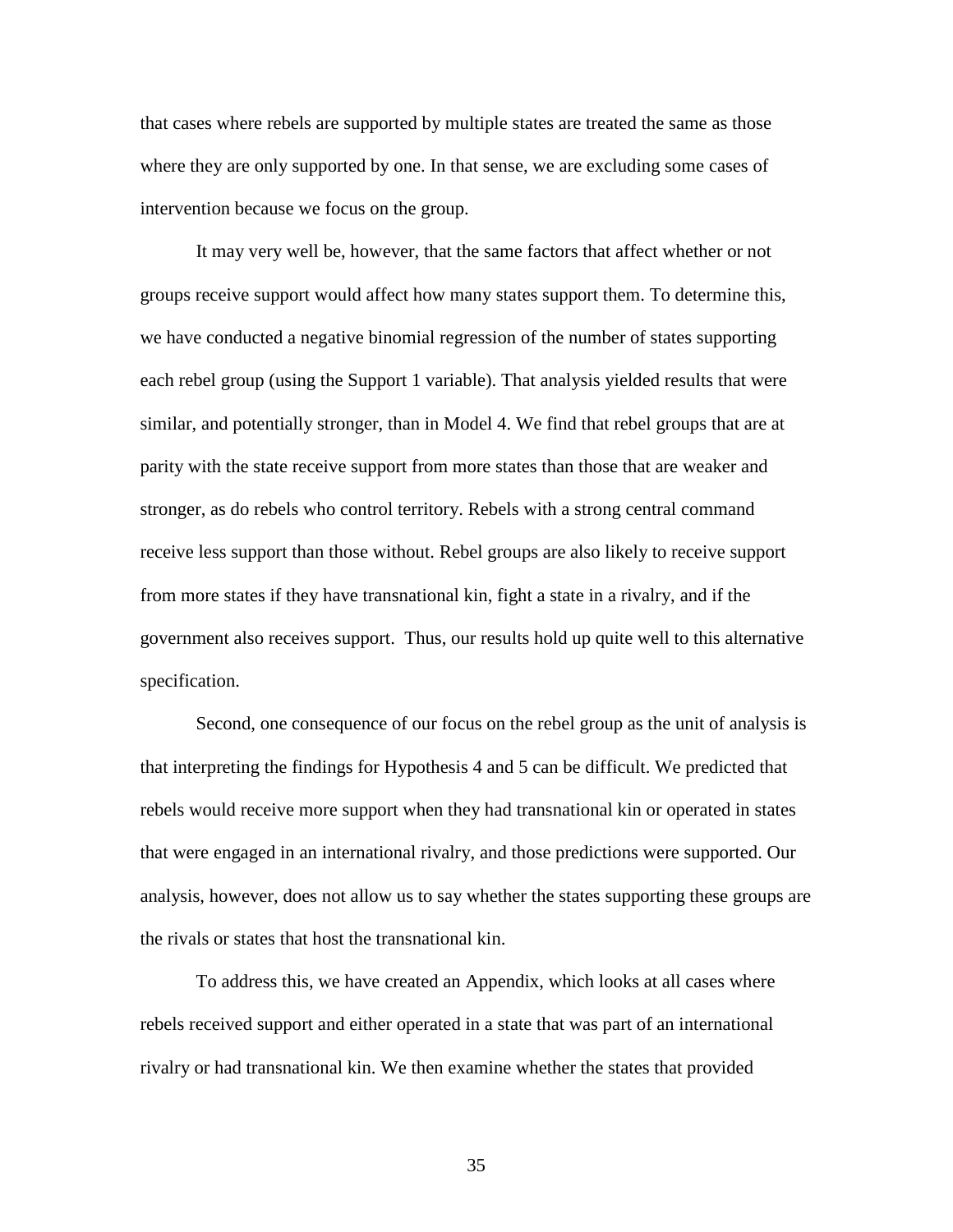that cases where rebels are supported by multiple states are treated the same as those where they are only supported by one. In that sense, we are excluding some cases of intervention because we focus on the group.

It may very well be, however, that the same factors that affect whether or not groups receive support would affect how many states support them. To determine this, we have conducted a negative binomial regression of the number of states supporting each rebel group (using the Support 1 variable). That analysis yielded results that were similar, and potentially stronger, than in Model 4. We find that rebel groups that are at parity with the state receive support from more states than those that are weaker and stronger, as do rebels who control territory. Rebels with a strong central command receive less support than those without. Rebel groups are also likely to receive support from more states if they have transnational kin, fight a state in a rivalry, and if the government also receives support. Thus, our results hold up quite well to this alternative specification.

Second, one consequence of our focus on the rebel group as the unit of analysis is that interpreting the findings for Hypothesis 4 and 5 can be difficult. We predicted that rebels would receive more support when they had transnational kin or operated in states that were engaged in an international rivalry, and those predictions were supported. Our analysis, however, does not allow us to say whether the states supporting these groups are the rivals or states that host the transnational kin.

To address this, we have created an Appendix, which looks at all cases where rebels received support and either operated in a state that was part of an international rivalry or had transnational kin. We then examine whether the states that provided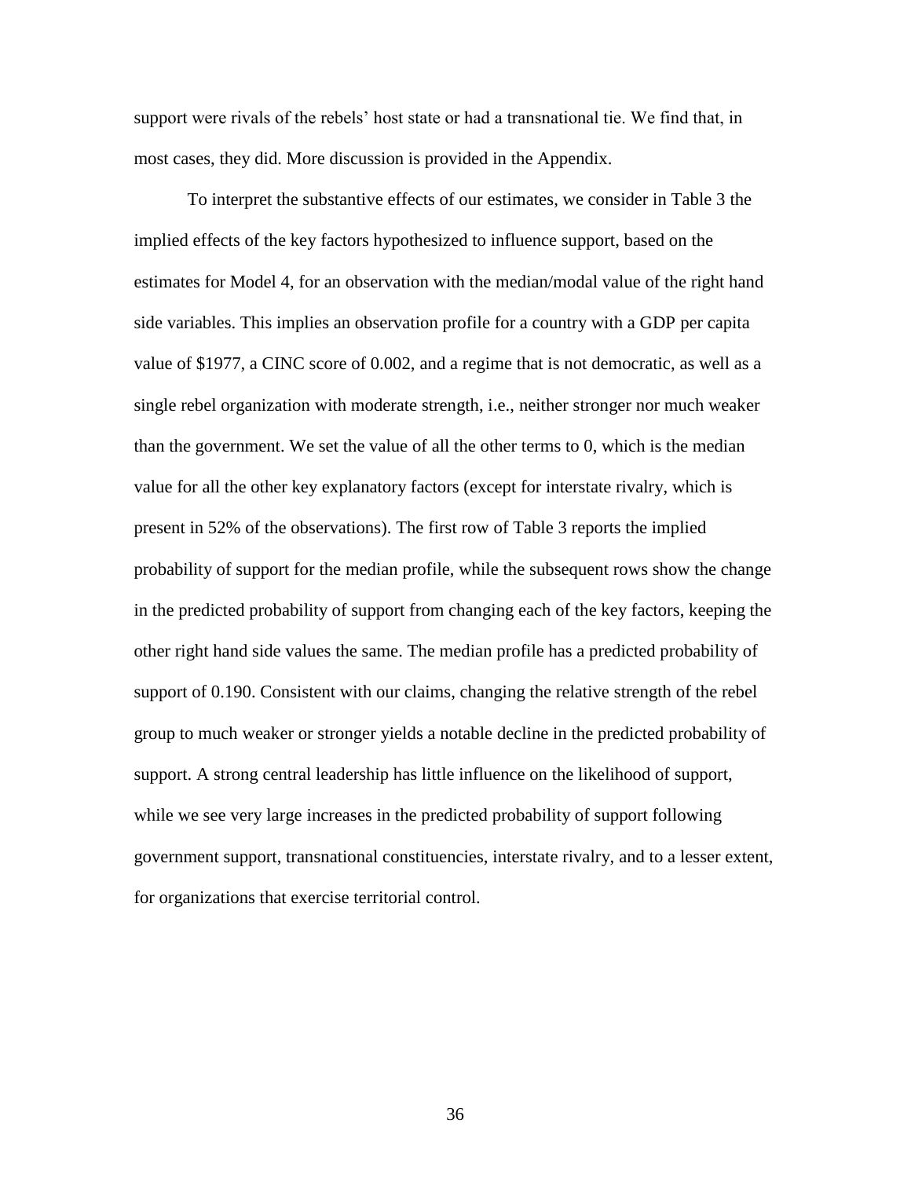support were rivals of the rebels' host state or had a transnational tie. We find that, in most cases, they did. More discussion is provided in the Appendix.

To interpret the substantive effects of our estimates, we consider in Table 3 the implied effects of the key factors hypothesized to influence support, based on the estimates for Model 4, for an observation with the median/modal value of the right hand side variables. This implies an observation profile for a country with a GDP per capita value of $1977, a CINC score of 0.002, and a regime that is not democratic, as well as a single rebel organization with moderate strength, i.e., neither stronger nor much weaker than the government. We set the value of all the other terms to 0, which is the median value for all the other key explanatory factors (except for interstate rivalry, which is present in 52% of the observations). The first row of Table 3 reports the implied probability of support for the median profile, while the subsequent rows show the change in the predicted probability of support from changing each of the key factors, keeping the other right hand side values the same. The median profile has a predicted probability of support of 0.190. Consistent with our claims, changing the relative strength of the rebel group to much weaker or stronger yields a notable decline in the predicted probability of support. A strong central leadership has little influence on the likelihood of support, while we see very large increases in the predicted probability of support following government support, transnational constituencies, interstate rivalry, and to a lesser extent, for organizations that exercise territorial control.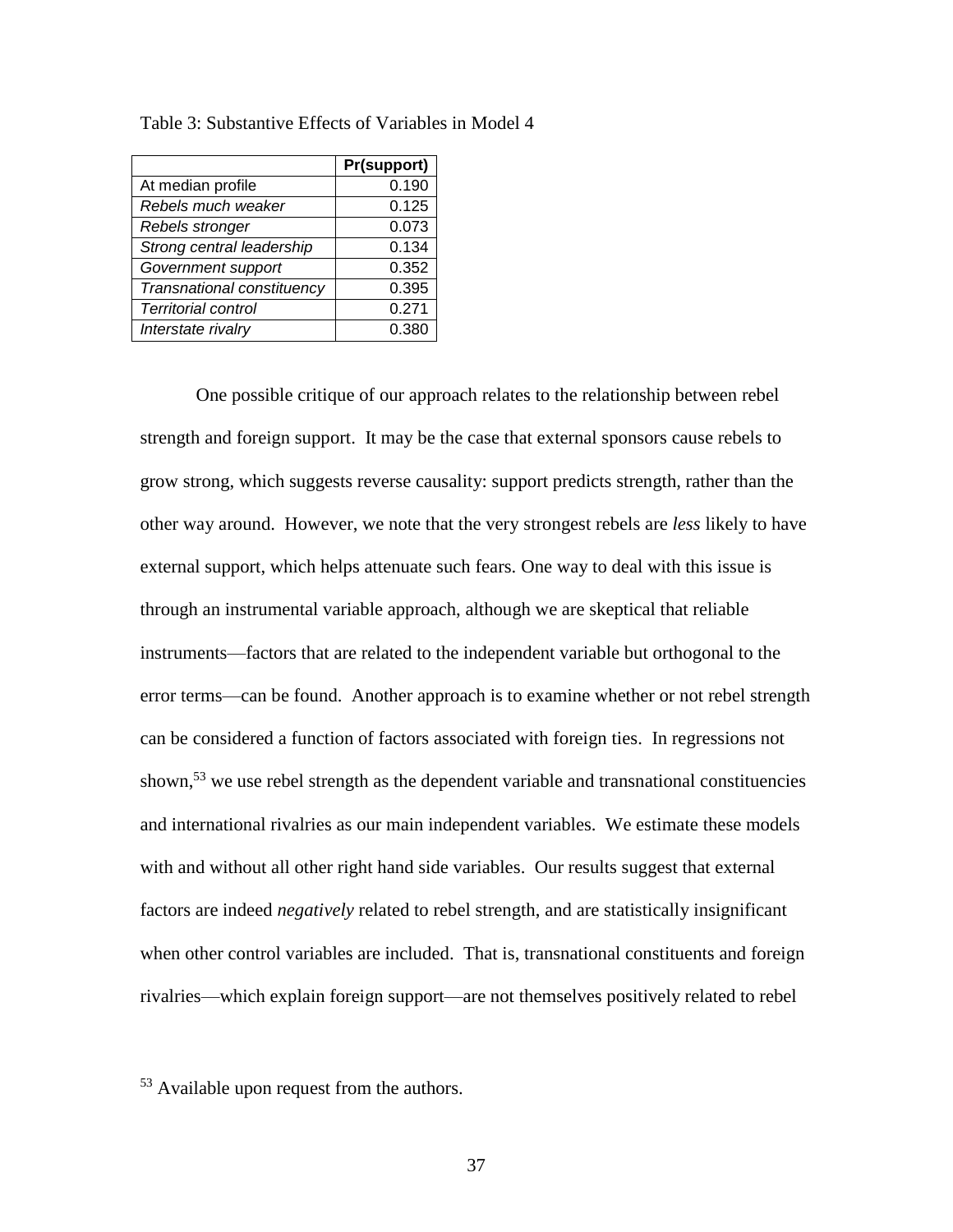Table 3: Substantive Effects of Variables in Model 4

| | **Pr(support)** |
|---|---:|
| At median profile | 0.190 |
| *Rebels much weaker* | 0.125 |
| *Rebels stronger* | 0.073 |
| *Strong central leadership* | 0.134 |
| *Government support* | 0.352 |
| *Transnational constituency* | 0.395 |
| *Territorial control* | 0.271 |
| *Interstate rivalry* | 0.380 |

One possible critique of our approach relates to the relationship between rebel strength and foreign support. It may be the case that external sponsors cause rebels to grow strong, which suggests reverse causality: support predicts strength, rather than the other way around. However, we note that the very strongest rebels are *less* likely to have external support, which helps attenuate such fears. One way to deal with this issue is through an instrumental variable approach, although we are skeptical that reliable instruments—factors that are related to the independent variable but orthogonal to the error terms—can be found. Another approach is to examine whether or not rebel strength can be considered a function of factors associated with foreign ties. In regressions not shown,[53] we use rebel strength as the dependent variable and transnational constituencies and international rivalries as our main independent variables. We estimate these models with and without all other right hand side variables. Our results suggest that external factors are indeed *negatively* related to rebel strength, and are statistically insignificant when other control variables are included. That is, transnational constituents and foreign rivalries—which explain foreign support—are not themselves positively related to rebel

[53] Available upon request from the authors.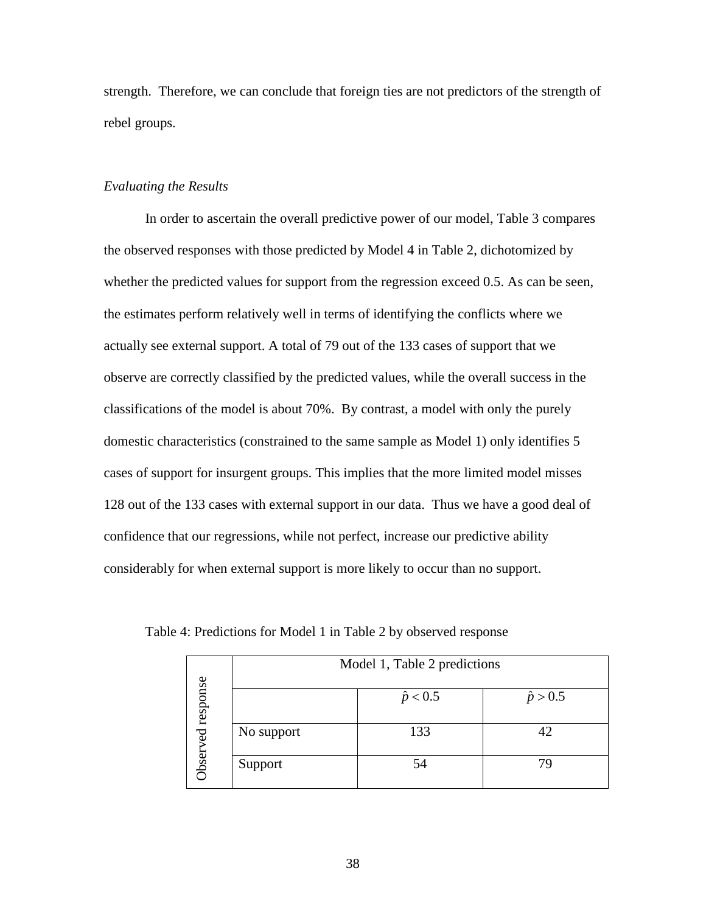strength. Therefore, we can conclude that foreign ties are not predictors of the strength of rebel groups.

*Evaluating the Results*

In order to ascertain the overall predictive power of our model, Table 3 compares the observed responses with those predicted by Model 4 in Table 2, dichotomized by whether the predicted values for support from the regression exceed 0.5. As can be seen, the estimates perform relatively well in terms of identifying the conflicts where we actually see external support. A total of 79 out of the 133 cases of support that we observe are correctly classified by the predicted values, while the overall success in the classifications of the model is about 70%. By contrast, a model with only the purely domestic characteristics (constrained to the same sample as Model 1) only identifies 5 cases of support for insurgent groups. This implies that the more limited model misses 128 out of the 133 cases with external support in our data. Thus we have a good deal of confidence that our regressions, while not perfect, increase our predictive ability considerably for when external support is more likely to occur than no support.

Table 4: Predictions for Model 1 in Table 2 by observed response

| Observed response | Model 1, Table 2 predictions | |
|---|---|---|
| | $\hat{p} < 0.5$ | $\hat{p} > 0.5$ |
| No support | 133 | 42 |
| Support | 54 | 79 |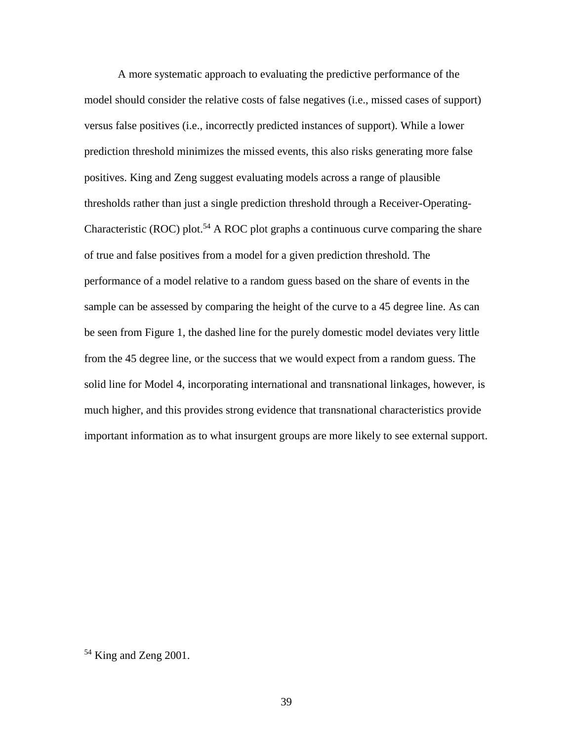A more systematic approach to evaluating the predictive performance of the model should consider the relative costs of false negatives (i.e., missed cases of support) versus false positives (i.e., incorrectly predicted instances of support). While a lower prediction threshold minimizes the missed events, this also risks generating more false positives. King and Zeng suggest evaluating models across a range of plausible thresholds rather than just a single prediction threshold through a Receiver-Operating-Characteristic (ROC) plot.[54] A ROC plot graphs a continuous curve comparing the share of true and false positives from a model for a given prediction threshold. The performance of a model relative to a random guess based on the share of events in the sample can be assessed by comparing the height of the curve to a 45 degree line. As can be seen from Figure 1, the dashed line for the purely domestic model deviates very little from the 45 degree line, or the success that we would expect from a random guess. The solid line for Model 4, incorporating international and transnational linkages, however, is much higher, and this provides strong evidence that transnational characteristics provide important information as to what insurgent groups are more likely to see external support.

[54] King and Zeng 2001.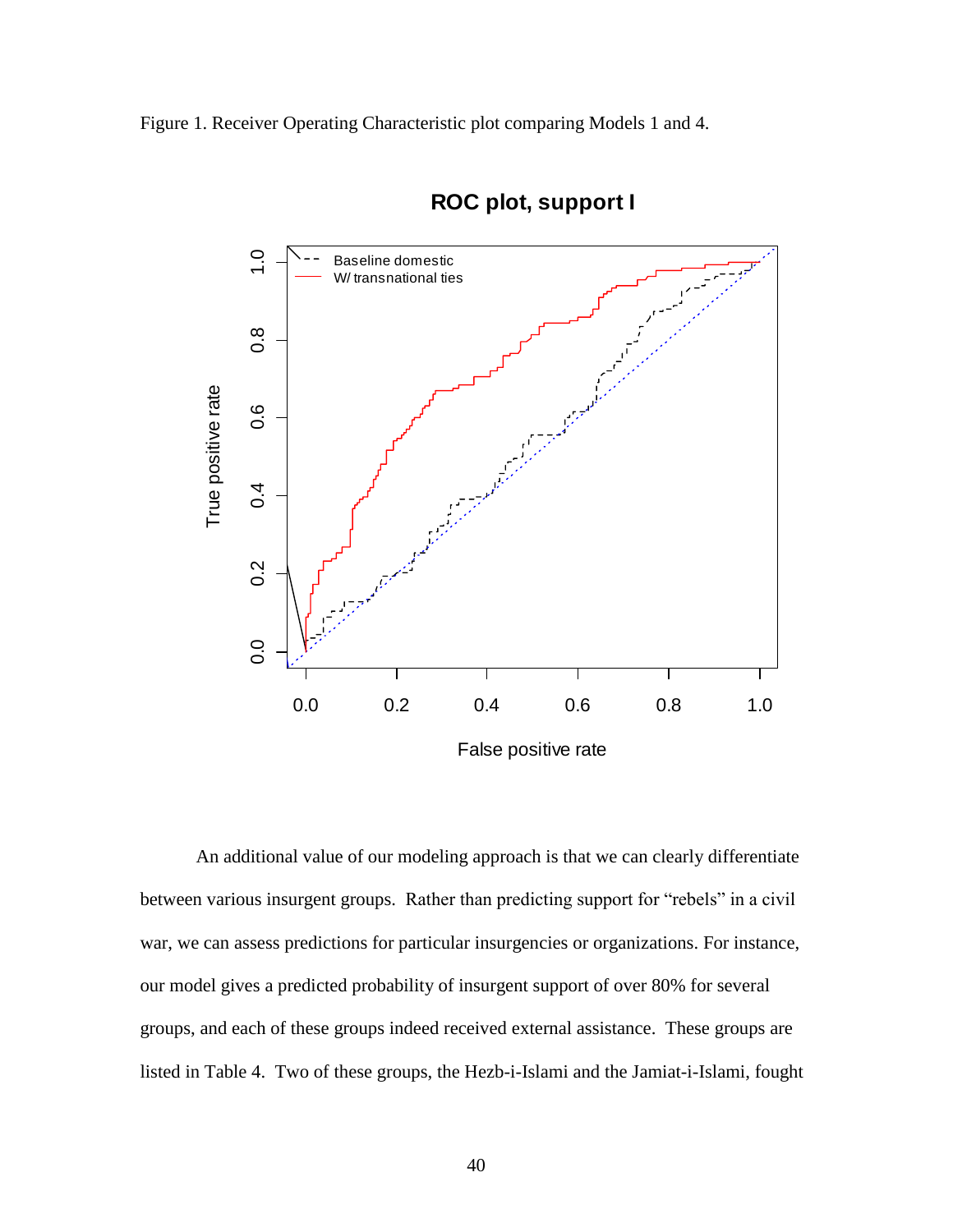Figure 1. Receiver Operating Characteristic plot comparing Models 1 and 4.

An additional value of our modeling approach is that we can clearly differentiate between various insurgent groups. Rather than predicting support for "rebels" in a civil war, we can assess predictions for particular insurgencies or organizations. For instance, our model gives a predicted probability of insurgent support of over 80% for several groups, and each of these groups indeed received external assistance. These groups are listed in Table 4. Two of these groups, the Hezb-i-Islami and the Jamiat-i-Islami, fought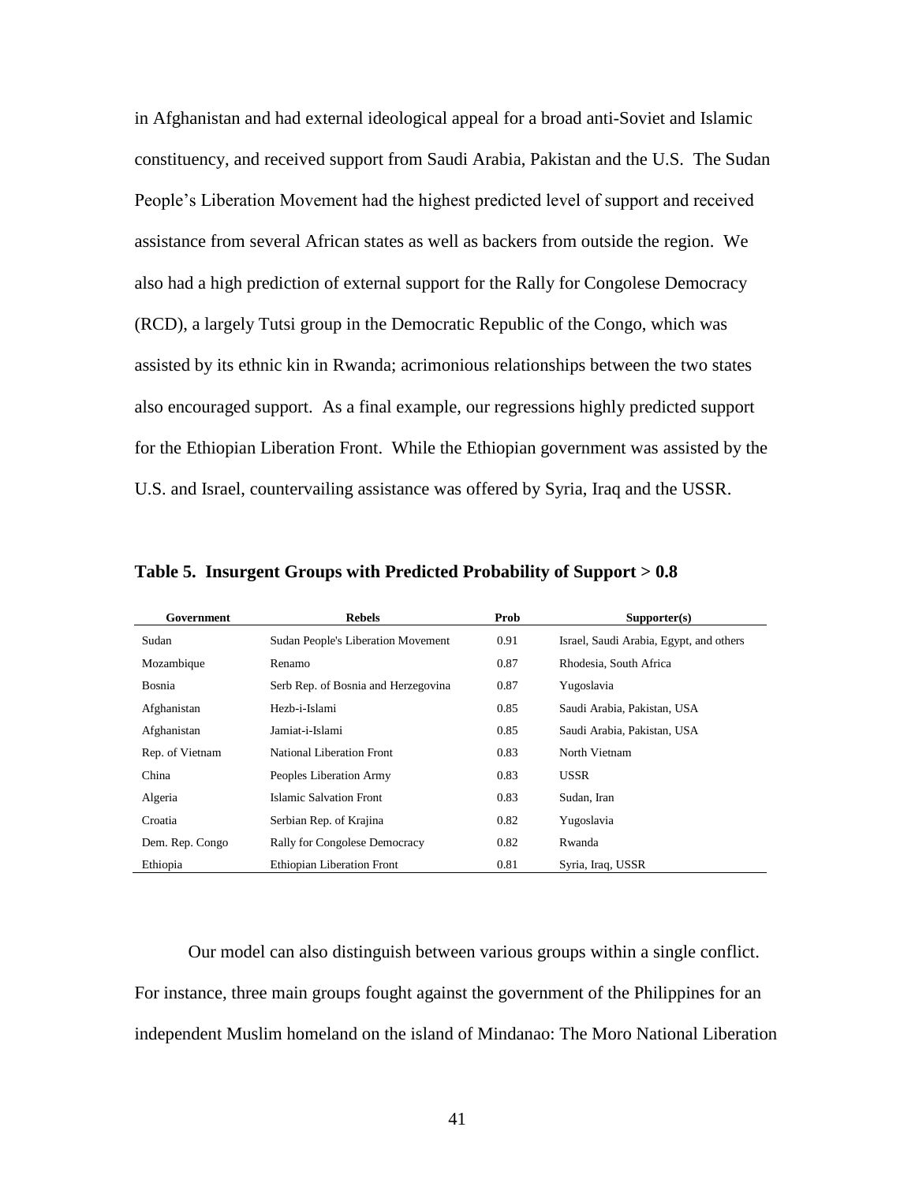in Afghanistan and had external ideological appeal for a broad anti-Soviet and Islamic constituency, and received support from Saudi Arabia, Pakistan and the U.S. The Sudan People's Liberation Movement had the highest predicted level of support and received assistance from several African states as well as backers from outside the region. We also had a high prediction of external support for the Rally for Congolese Democracy (RCD), a largely Tutsi group in the Democratic Republic of the Congo, which was assisted by its ethnic kin in Rwanda; acrimonious relationships between the two states also encouraged support. As a final example, our regressions highly predicted support for the Ethiopian Liberation Front. While the Ethiopian government was assisted by the U.S. and Israel, countervailing assistance was offered by Syria, Iraq and the USSR.

**Table 5. Insurgent Groups with Predicted Probability of Support > 0.8**

| Government | Rebels | Prob | Supporter(s) |
|---|---|---|---|
| Sudan | Sudan People's Liberation Movement | 0.91 | Israel, Saudi Arabia, Egypt, and others |
| Mozambique | Renamo | 0.87 | Rhodesia, South Africa |
| Bosnia | Serb Rep. of Bosnia and Herzegovina | 0.87 | Yugoslavia |
| Afghanistan | Hezb-i-Islami | 0.85 | Saudi Arabia, Pakistan, USA |
| Afghanistan | Jamiat-i-Islami | 0.85 | Saudi Arabia, Pakistan, USA |
| Rep. of Vietnam | National Liberation Front | 0.83 | North Vietnam |
| China | Peoples Liberation Army | 0.83 | USSR |
| Algeria | Islamic Salvation Front | 0.83 | Sudan, Iran |
| Croatia | Serbian Rep. of Krajina | 0.82 | Yugoslavia |
| Dem. Rep. Congo | Rally for Congolese Democracy | 0.82 | Rwanda |
| Ethiopia | Ethiopian Liberation Front | 0.81 | Syria, Iraq, USSR |

Our model can also distinguish between various groups within a single conflict. For instance, three main groups fought against the government of the Philippines for an independent Muslim homeland on the island of Mindanao: The Moro National Liberation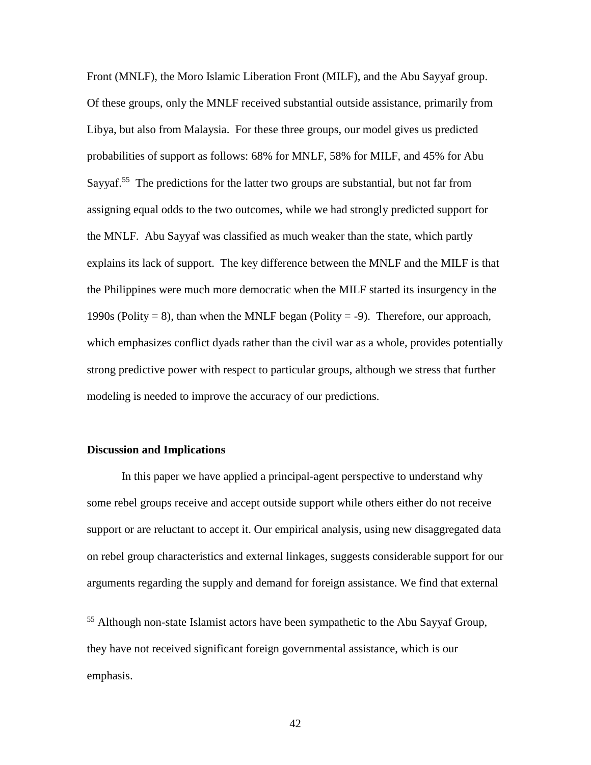Front (MNLF), the Moro Islamic Liberation Front (MILF), and the Abu Sayyaf group. Of these groups, only the MNLF received substantial outside assistance, primarily from Libya, but also from Malaysia. For these three groups, our model gives us predicted probabilities of support as follows: 68% for MNLF, 58% for MILF, and 45% for Abu Sayyaf.[55] The predictions for the latter two groups are substantial, but not far from assigning equal odds to the two outcomes, while we had strongly predicted support for the MNLF. Abu Sayyaf was classified as much weaker than the state, which partly explains its lack of support. The key difference between the MNLF and the MILF is that the Philippines were much more democratic when the MILF started its insurgency in the 1990s (Polity = 8), than when the MNLF began (Polity = -9). Therefore, our approach, which emphasizes conflict dyads rather than the civil war as a whole, provides potentially strong predictive power with respect to particular groups, although we stress that further modeling is needed to improve the accuracy of our predictions.

**Discussion and Implications**

In this paper we have applied a principal-agent perspective to understand why some rebel groups receive and accept outside support while others either do not receive support or are reluctant to accept it. Our empirical analysis, using new disaggregated data on rebel group characteristics and external linkages, suggests considerable support for our arguments regarding the supply and demand for foreign assistance. We find that external

[55] Although non-state Islamist actors have been sympathetic to the Abu Sayyaf Group, they have not received significant foreign governmental assistance, which is our emphasis.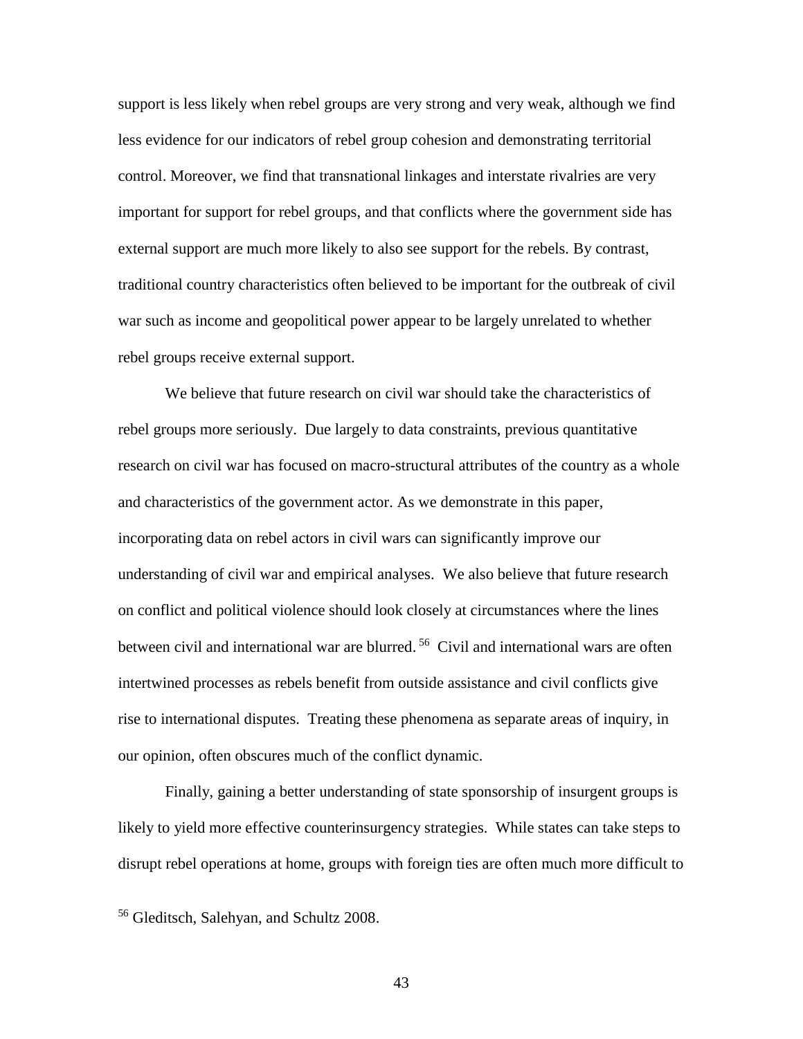support is less likely when rebel groups are very strong and very weak, although we find less evidence for our indicators of rebel group cohesion and demonstrating territorial control. Moreover, we find that transnational linkages and interstate rivalries are very important for support for rebel groups, and that conflicts where the government side has external support are much more likely to also see support for the rebels. By contrast, traditional country characteristics often believed to be important for the outbreak of civil war such as income and geopolitical power appear to be largely unrelated to whether rebel groups receive external support.

We believe that future research on civil war should take the characteristics of rebel groups more seriously. Due largely to data constraints, previous quantitative research on civil war has focused on macro-structural attributes of the country as a whole and characteristics of the government actor. As we demonstrate in this paper, incorporating data on rebel actors in civil wars can significantly improve our understanding of civil war and empirical analyses. We also believe that future research on conflict and political violence should look closely at circumstances where the lines between civil and international war are blurred.[56] Civil and international wars are often intertwined processes as rebels benefit from outside assistance and civil conflicts give rise to international disputes. Treating these phenomena as separate areas of inquiry, in our opinion, often obscures much of the conflict dynamic.

Finally, gaining a better understanding of state sponsorship of insurgent groups is likely to yield more effective counterinsurgency strategies. While states can take steps to disrupt rebel operations at home, groups with foreign ties are often much more difficult to

[56] Gleditsch, Salehyan, and Schultz 2008.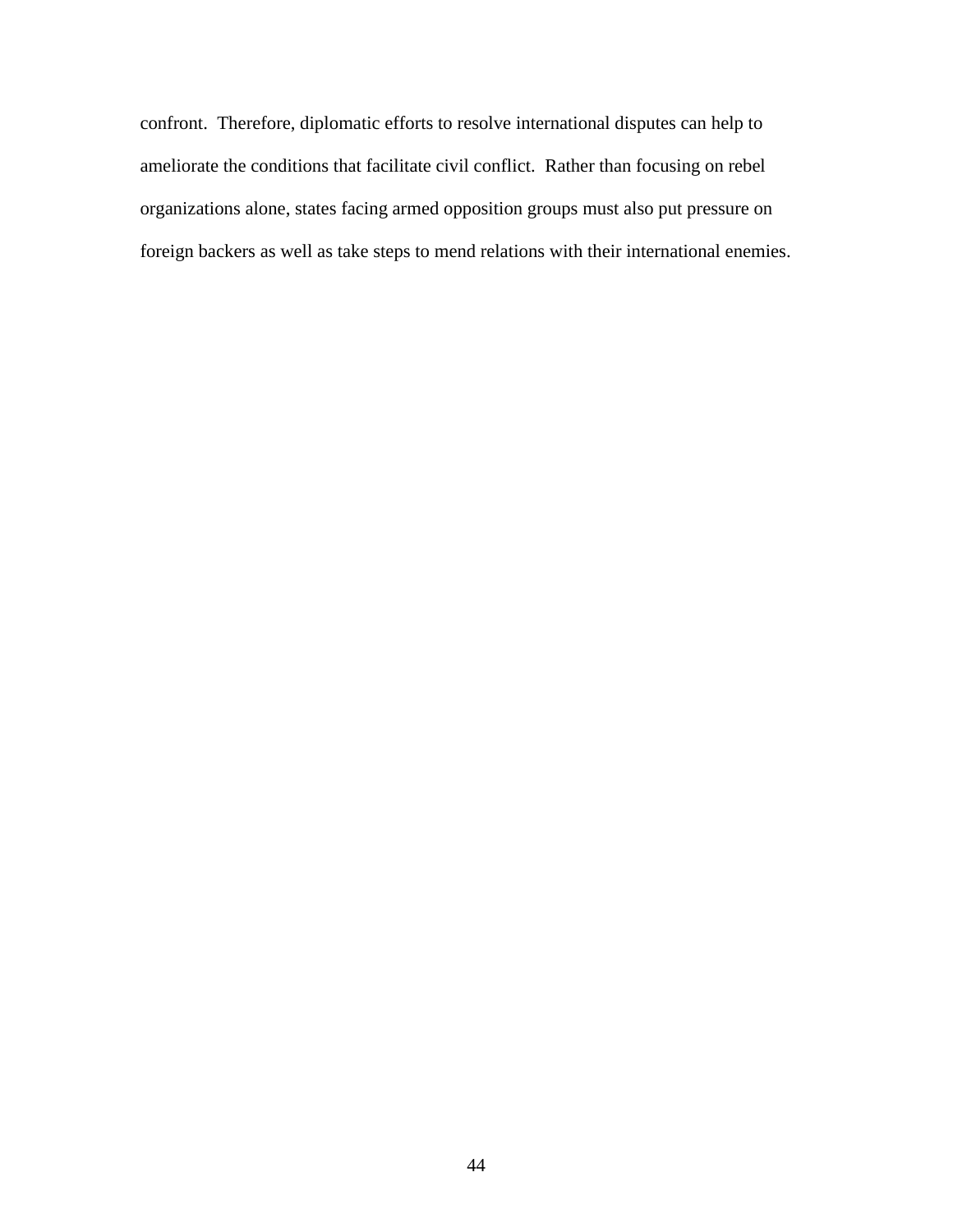confront. Therefore, diplomatic efforts to resolve international disputes can help to ameliorate the conditions that facilitate civil conflict. Rather than focusing on rebel organizations alone, states facing armed opposition groups must also put pressure on foreign backers as well as take steps to mend relations with their international enemies.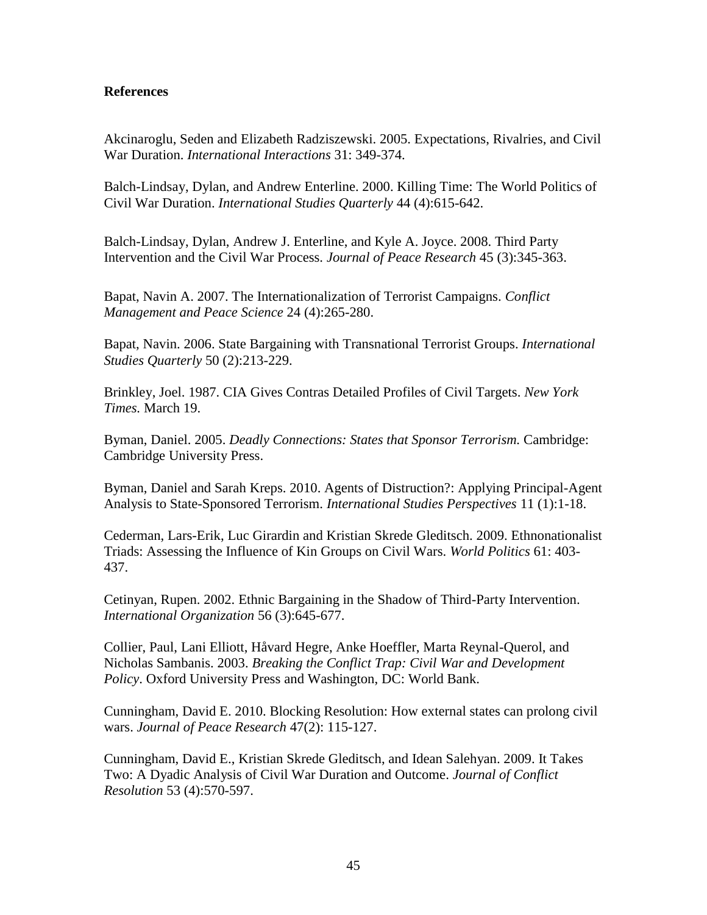**References**

Akcinaroglu, Seden and Elizabeth Radziszewski. 2005. Expectations, Rivalries, and Civil War Duration. *International Interactions* 31: 349-374.

Balch-Lindsay, Dylan, and Andrew Enterline. 2000. Killing Time: The World Politics of Civil War Duration. *International Studies Quarterly* 44 (4):615-642.

Balch-Lindsay, Dylan, Andrew J. Enterline, and Kyle A. Joyce. 2008. Third Party Intervention and the Civil War Process. *Journal of Peace Research* 45 (3):345-363.

Bapat, Navin A. 2007. The Internationalization of Terrorist Campaigns. *Conflict Management and Peace Science* 24 (4):265-280.

Bapat, Navin. 2006. State Bargaining with Transnational Terrorist Groups. *International Studies Quarterly* 50 (2):213-229.

Brinkley, Joel. 1987. CIA Gives Contras Detailed Profiles of Civil Targets. *New York Times*. March 19.

Byman, Daniel. 2005. *Deadly Connections: States that Sponsor Terrorism*. Cambridge: Cambridge University Press.

Byman, Daniel and Sarah Kreps. 2010. Agents of Distruction?: Applying Principal-Agent Analysis to State-Sponsored Terrorism. *International Studies Perspectives* 11 (1):1-18.

Cederman, Lars-Erik, Luc Girardin and Kristian Skrede Gleditsch. 2009. Ethnonationalist Triads: Assessing the Influence of Kin Groups on Civil Wars. *World Politics* 61: 403-437.

Cetinyan, Rupen. 2002. Ethnic Bargaining in the Shadow of Third-Party Intervention. *International Organization* 56 (3):645-677.

Collier, Paul, Lani Elliott, Håvard Hegre, Anke Hoeffler, Marta Reynal-Querol, and Nicholas Sambanis. 2003. *Breaking the Conflict Trap: Civil War and Development Policy*. Oxford University Press and Washington, DC: World Bank.

Cunningham, David E. 2010. Blocking Resolution: How external states can prolong civil wars. *Journal of Peace Research* 47(2): 115-127.

Cunningham, David E., Kristian Skrede Gleditsch, and Idean Salehyan. 2009. It Takes Two: A Dyadic Analysis of Civil War Duration and Outcome. *Journal of Conflict Resolution* 53 (4):570-597.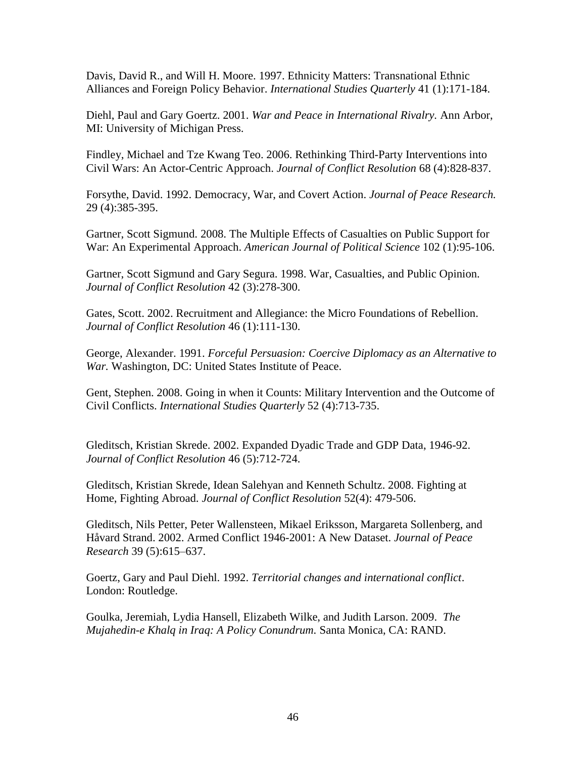Davis, David R., and Will H. Moore. 1997. Ethnicity Matters: Transnational Ethnic Alliances and Foreign Policy Behavior. *International Studies Quarterly* 41 (1):171-184.

Diehl, Paul and Gary Goertz. 2001. *War and Peace in International Rivalry.* Ann Arbor, MI: University of Michigan Press.

Findley, Michael and Tze Kwang Teo. 2006. Rethinking Third-Party Interventions into Civil Wars: An Actor-Centric Approach. *Journal of Conflict Resolution* 68 (4):828-837.

Forsythe, David. 1992. Democracy, War, and Covert Action. *Journal of Peace Research.* 29 (4):385-395.

Gartner, Scott Sigmund. 2008. The Multiple Effects of Casualties on Public Support for War: An Experimental Approach. *American Journal of Political Science* 102 (1):95-106.

Gartner, Scott Sigmund and Gary Segura. 1998. War, Casualties, and Public Opinion. *Journal of Conflict Resolution* 42 (3):278-300.

Gates, Scott. 2002. Recruitment and Allegiance: the Micro Foundations of Rebellion. *Journal of Conflict Resolution* 46 (1):111-130.

George, Alexander. 1991. *Forceful Persuasion: Coercive Diplomacy as an Alternative to War.* Washington, DC: United States Institute of Peace.

Gent, Stephen. 2008. Going in when it Counts: Military Intervention and the Outcome of Civil Conflicts. *International Studies Quarterly* 52 (4):713-735.

Gleditsch, Kristian Skrede. 2002. Expanded Dyadic Trade and GDP Data, 1946-92. *Journal of Conflict Resolution* 46 (5):712-724.

Gleditsch, Kristian Skrede, Idean Salehyan and Kenneth Schultz. 2008. Fighting at Home, Fighting Abroad. *Journal of Conflict Resolution* 52(4): 479-506.

Gleditsch, Nils Petter, Peter Wallensteen, Mikael Eriksson, Margareta Sollenberg, and Håvard Strand. 2002. Armed Conflict 1946-2001: A New Dataset. *Journal of Peace Research* 39 (5):615–637.

Goertz, Gary and Paul Diehl. 1992. *Territorial changes and international conflict*. London: Routledge.

Goulka, Jeremiah, Lydia Hansell, Elizabeth Wilke, and Judith Larson. 2009. *The Mujahedin-e Khalq in Iraq: A Policy Conundrum.* Santa Monica, CA: RAND.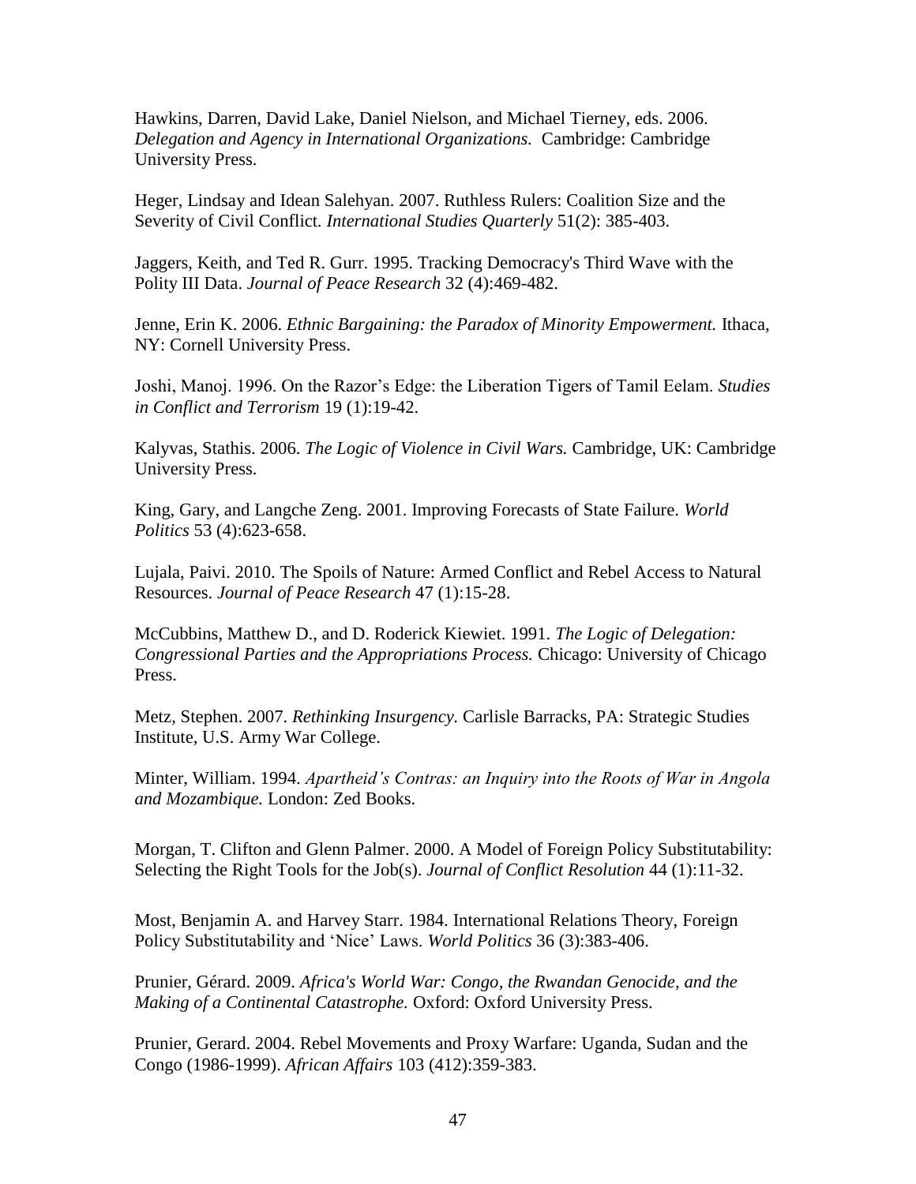Hawkins, Darren, David Lake, Daniel Nielson, and Michael Tierney, eds. 2006. *Delegation and Agency in International Organizations.* Cambridge: Cambridge University Press.

Heger, Lindsay and Idean Salehyan. 2007. Ruthless Rulers: Coalition Size and the Severity of Civil Conflict. *International Studies Quarterly* 51(2): 385-403.

Jaggers, Keith, and Ted R. Gurr. 1995. Tracking Democracy's Third Wave with the Polity III Data. *Journal of Peace Research* 32 (4):469-482.

Jenne, Erin K. 2006. *Ethnic Bargaining: the Paradox of Minority Empowerment.* Ithaca, NY: Cornell University Press.

Joshi, Manoj. 1996. On the Razor's Edge: the Liberation Tigers of Tamil Eelam. *Studies in Conflict and Terrorism* 19 (1):19-42.

Kalyvas, Stathis. 2006. *The Logic of Violence in Civil Wars.* Cambridge, UK: Cambridge University Press.

King, Gary, and Langche Zeng. 2001. Improving Forecasts of State Failure. *World Politics* 53 (4):623-658.

Lujala, Paivi. 2010. The Spoils of Nature: Armed Conflict and Rebel Access to Natural Resources. *Journal of Peace Research* 47 (1):15-28.

McCubbins, Matthew D., and D. Roderick Kiewiet. 1991. *The Logic of Delegation: Congressional Parties and the Appropriations Process.* Chicago: University of Chicago Press.

Metz, Stephen. 2007. *Rethinking Insurgency.* Carlisle Barracks, PA: Strategic Studies Institute, U.S. Army War College.

Minter, William. 1994. *Apartheid's Contras: an Inquiry into the Roots of War in Angola and Mozambique.* London: Zed Books.

Morgan, T. Clifton and Glenn Palmer. 2000. A Model of Foreign Policy Substitutability: Selecting the Right Tools for the Job(s). *Journal of Conflict Resolution* 44 (1):11-32.

Most, Benjamin A. and Harvey Starr. 1984. International Relations Theory, Foreign Policy Substitutability and 'Nice' Laws. *World Politics* 36 (3):383-406.

Prunier, Gérard. 2009. *Africa's World War: Congo, the Rwandan Genocide, and the Making of a Continental Catastrophe.* Oxford: Oxford University Press.

Prunier, Gerard. 2004. Rebel Movements and Proxy Warfare: Uganda, Sudan and the Congo (1986-1999). *African Affairs* 103 (412):359-383.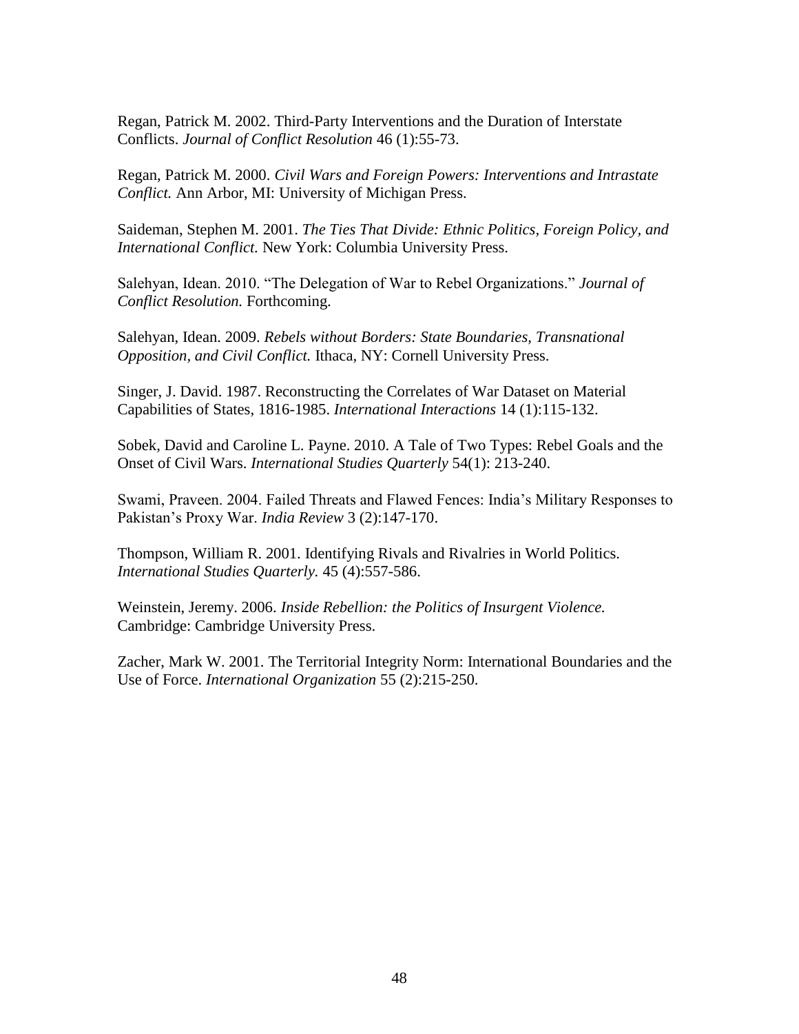Regan, Patrick M. 2002. Third-Party Interventions and the Duration of Interstate Conflicts. *Journal of Conflict Resolution* 46 (1):55-73.

Regan, Patrick M. 2000. *Civil Wars and Foreign Powers: Interventions and Intrastate Conflict.* Ann Arbor, MI: University of Michigan Press.

Saideman, Stephen M. 2001. *The Ties That Divide: Ethnic Politics, Foreign Policy, and International Conflict.* New York: Columbia University Press.

Salehyan, Idean. 2010. "The Delegation of War to Rebel Organizations." *Journal of Conflict Resolution.* Forthcoming.

Salehyan, Idean. 2009. *Rebels without Borders: State Boundaries, Transnational Opposition, and Civil Conflict.* Ithaca, NY: Cornell University Press.

Singer, J. David. 1987. Reconstructing the Correlates of War Dataset on Material Capabilities of States, 1816-1985. *International Interactions* 14 (1):115-132.

Sobek, David and Caroline L. Payne. 2010. A Tale of Two Types: Rebel Goals and the Onset of Civil Wars. *International Studies Quarterly* 54(1): 213-240.

Swami, Praveen. 2004. Failed Threats and Flawed Fences: India's Military Responses to Pakistan's Proxy War. *India Review* 3 (2):147-170.

Thompson, William R. 2001. Identifying Rivals and Rivalries in World Politics. *International Studies Quarterly.* 45 (4):557-586.

Weinstein, Jeremy. 2006. *Inside Rebellion: the Politics of Insurgent Violence.* Cambridge: Cambridge University Press.

Zacher, Mark W. 2001. The Territorial Integrity Norm: International Boundaries and the Use of Force. *International Organization* 55 (2):215-250.